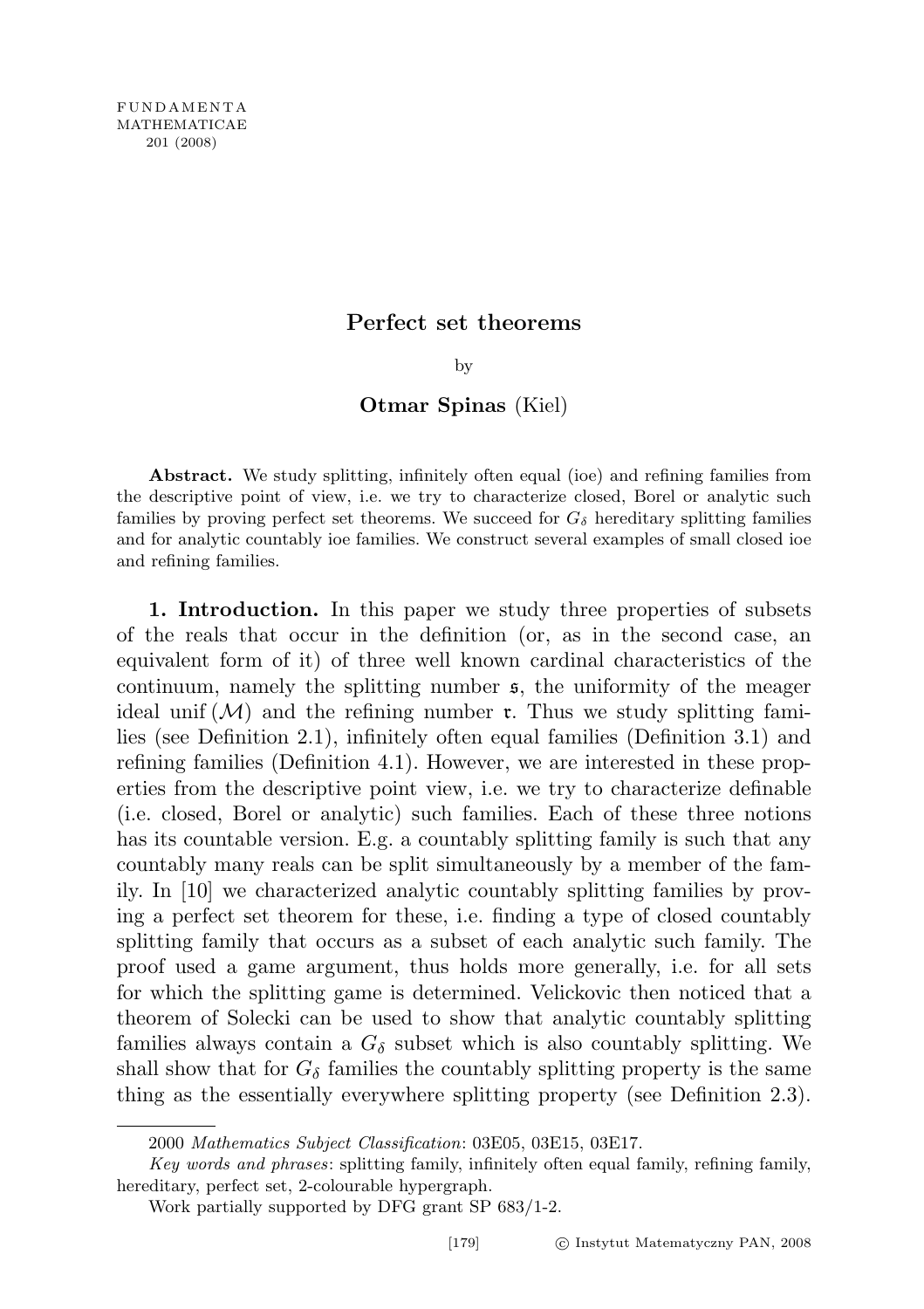# Perfect set theorems

by

**Otmar Spinas** (Kiel)

**Abstract.** We study splitting, infinitely often equal (ioe) and refining families from the descriptive point of view, i.e. we try to characterize closed, Borel or analytic such families by proving perfect set theorems. We succeed for $G_\delta$ hereditary splitting families and for analytic countably ioe families. We construct several examples of small closed ioe and refining families.

**1. Introduction.** In this paper we study three properties of subsets of the reals that occur in the definition (or, as in the second case, an equivalent form of it) of three well known cardinal characteristics of the continuum, namely the splitting number $\mathfrak{s}$, the uniformity of the meager ideal $\mathrm{unif}(\mathcal{M})$ and the refining number $\mathfrak{r}$. Thus we study splitting families (see Definition 2.1), infinitely often equal families (Definition 3.1) and refining families (Definition 4.1). However, we are interested in these properties from the descriptive point view, i.e. we try to characterize definable (i.e. closed, Borel or analytic) such families. Each of these three notions has its countable version. E.g. a countably splitting family is such that any countably many reals can be split simultaneously by a member of the family. In [10] we characterized analytic countably splitting families by proving a perfect set theorem for these, i.e. finding a type of closed countably splitting family that occurs as a subset of each analytic such family. The proof used a game argument, thus holds more generally, i.e. for all sets for which the splitting game is determined. Velickovic then noticed that a theorem of Solecki can be used to show that analytic countably splitting families always contain a $G_\delta$ subset which is also countably splitting. We shall show that for $G_\delta$ families the countably splitting property is the same thing as the essentially everywhere splitting property (see Definition 2.3).

2000 *Mathematics Subject Classification*: 03E05, 03E15, 03E17.

*Key words and phrases*: splitting family, infinitely often equal family, refining family, hereditary, perfect set, 2-colourable hypergraph.

Work partially supported by DFG grant SP 683/1-2.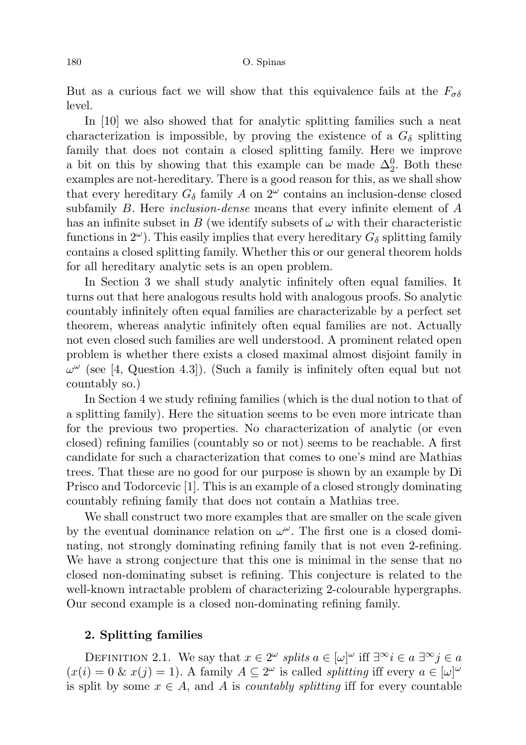But as a curious fact we will show that this equivalence fails at the $F_{\sigma\delta}$ level.

In [10] we also showed that for analytic splitting families such a neat characterization is impossible, by proving the existence of a $G_\delta$ splitting family that does not contain a closed splitting family. Here we improve a bit on this by showing that this example can be made $\Delta^0_2$. Both these examples are not-hereditary. There is a good reason for this, as we shall show that every hereditary $G_\delta$ family $A$ on $2^\omega$ contains an inclusion-dense closed subfamily $B$. Here *inclusion-dense* means that every infinite element of $A$ has an infinite subset in $B$ (we identify subsets of $\omega$ with their characteristic functions in $2^\omega$). This easily implies that every hereditary $G_\delta$ splitting family contains a closed splitting family. Whether this or our general theorem holds for all hereditary analytic sets is an open problem.

In Section 3 we shall study analytic infinitely often equal families. It turns out that here analogous results hold with analogous proofs. So analytic countably infinitely often equal families are characterizable by a perfect set theorem, whereas analytic infinitely often equal families are not. Actually not even closed such families are well understood. A prominent related open problem is whether there exists a closed maximal almost disjoint family in $\omega^\omega$ (see [4, Question 4.3]). (Such a family is infinitely often equal but not countably so.)

In Section 4 we study refining families (which is the dual notion to that of a splitting family). Here the situation seems to be even more intricate than for the previous two properties. No characterization of analytic (or even closed) refining families (countably so or not) seems to be reachable. A first candidate for such a characterization that comes to one's mind are Mathias trees. That these are no good for our purpose is shown by an example by Di Prisco and Todorcevic [1]. This is an example of a closed strongly dominating countably refining family that does not contain a Mathias tree.

We shall construct two more examples that are smaller on the scale given by the eventual dominance relation on $\omega^\omega$. The first one is a closed dominating, not strongly dominating refining family that is not even 2-refining. We have a strong conjecture that this one is minimal in the sense that no closed non-dominating subset is refining. This conjecture is related to the well-known intractable problem of characterizing 2-colourable hypergraphs. Our second example is a closed non-dominating refining family.

## 2. Splitting families

Definition 2.1. We say that $x \in 2^\omega$ *splits* $a \in [\omega]^\omega$ iff $\exists^\infty i \in a \; \exists^\infty j \in a$ $(x(i) = 0 \; \& \; x(j) = 1)$. A family $A \subseteq 2^\omega$ is called *splitting* iff every $a \in [\omega]^\omega$ is split by some $x \in A$, and $A$ is *countably splitting* iff for every countable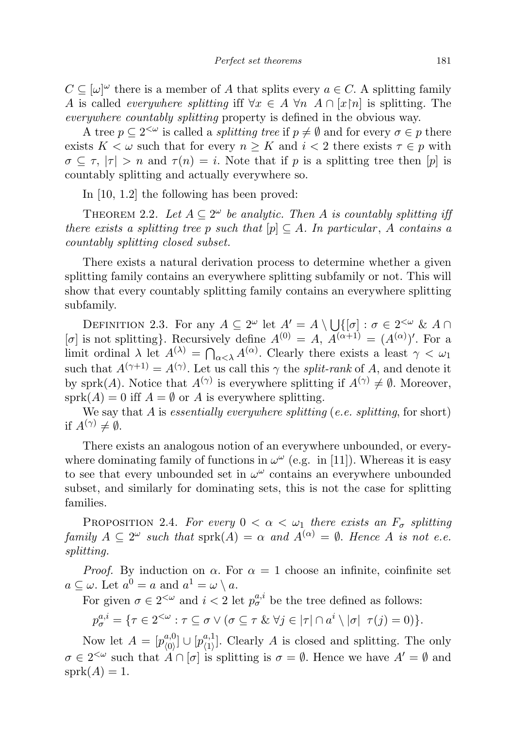$C \subseteq [\omega]^\omega$ there is a member of $A$ that splits every $a \in C$. A splitting family $A$ is called *everywhere splitting* iff $\forall x \in A\ \forall n\ \ A \cap [x{\restriction}n]$ is splitting. The *everywhere countably splitting* property is defined in the obvious way.

A tree $p \subseteq 2^{<\omega}$ is called a *splitting tree* if $p \neq \emptyset$ and for every $\sigma \in p$ there exists $K < \omega$ such that for every $n \geq K$ and $i < 2$ there exists $\tau \in p$ with $\sigma \subseteq \tau$, $|\tau| > n$ and $\tau(n) = i$. Note that if $p$ is a splitting tree then $[p]$ is countably splitting and actually everywhere so.

In [10, 1.2] the following has been proved:

THEOREM 2.2. *Let $A \subseteq 2^\omega$ be analytic. Then $A$ is countably splitting iff there exists a splitting tree $p$ such that $[p] \subseteq A$. In particular, $A$ contains a countably splitting closed subset.*

There exists a natural derivation process to determine whether a given splitting family contains an everywhere splitting subfamily or not. This will show that every countably splitting family contains an everywhere splitting subfamily.

DEFINITION 2.3. For any $A \subseteq 2^\omega$ let $A' = A \setminus \bigcup\{[\sigma] : \sigma \in 2^{<\omega}\ \&\ A \cap [\sigma]$ is not splitting$\}$. Recursively define $A^{(0)} = A$, $A^{(\alpha+1)} = (A^{(\alpha)})'$. For a limit ordinal $\lambda$ let $A^{(\lambda)} = \bigcap_{\alpha<\lambda} A^{(\alpha)}$. Clearly there exists a least $\gamma < \omega_1$ such that $A^{(\gamma+1)} = A^{(\gamma)}$. Let us call this $\gamma$ the *split-rank* of $A$, and denote it by $\mathrm{sprk}(A)$. Notice that $A^{(\gamma)}$ is everywhere splitting if $A^{(\gamma)} \neq \emptyset$. Moreover, $\mathrm{sprk}(A) = 0$ iff $A = \emptyset$ or $A$ is everywhere splitting.

We say that $A$ is *essentially everywhere splitting* (*e.e. splitting*, for short) if $A^{(\gamma)} \neq \emptyset$.

There exists an analogous notion of an everywhere unbounded, or everywhere dominating family of functions in $\omega^\omega$ (e.g. in [11]). Whereas it is easy to see that every unbounded set in $\omega^\omega$ contains an everywhere unbounded subset, and similarly for dominating sets, this is not the case for splitting families.

PROPOSITION 2.4. *For every $0 < \alpha < \omega_1$ there exists an $F_\sigma$ splitting family $A \subseteq 2^\omega$ such that $\mathrm{sprk}(A) = \alpha$ and $A^{(\alpha)} = \emptyset$. Hence $A$ is not e.e. splitting.*

*Proof.* By induction on $\alpha$. For $\alpha = 1$ choose an infinite, coinfinite set $a \subseteq \omega$. Let $a^0 = a$ and $a^1 = \omega \setminus a$.

For given $\sigma \in 2^{<\omega}$ and $i < 2$ let $p^{a,i}_\sigma$ be the tree defined as follows:

$$p^{a,i}_\sigma = \{\tau \in 2^{<\omega} : \tau \subseteq \sigma \vee (\sigma \subseteq \tau\ \&\ \forall j \in |\tau| \cap a^i \setminus |\sigma|\ \ \tau(j) = 0)\}.$$

Now let $A = [p^{a,0}_{\langle 0\rangle}] \cup [p^{a,1}_{\langle 1\rangle}]$. Clearly $A$ is closed and splitting. The only $\sigma \in 2^{<\omega}$ such that $A \cap [\sigma]$ is splitting is $\sigma = \emptyset$. Hence we have $A' = \emptyset$ and $\mathrm{sprk}(A) = 1$.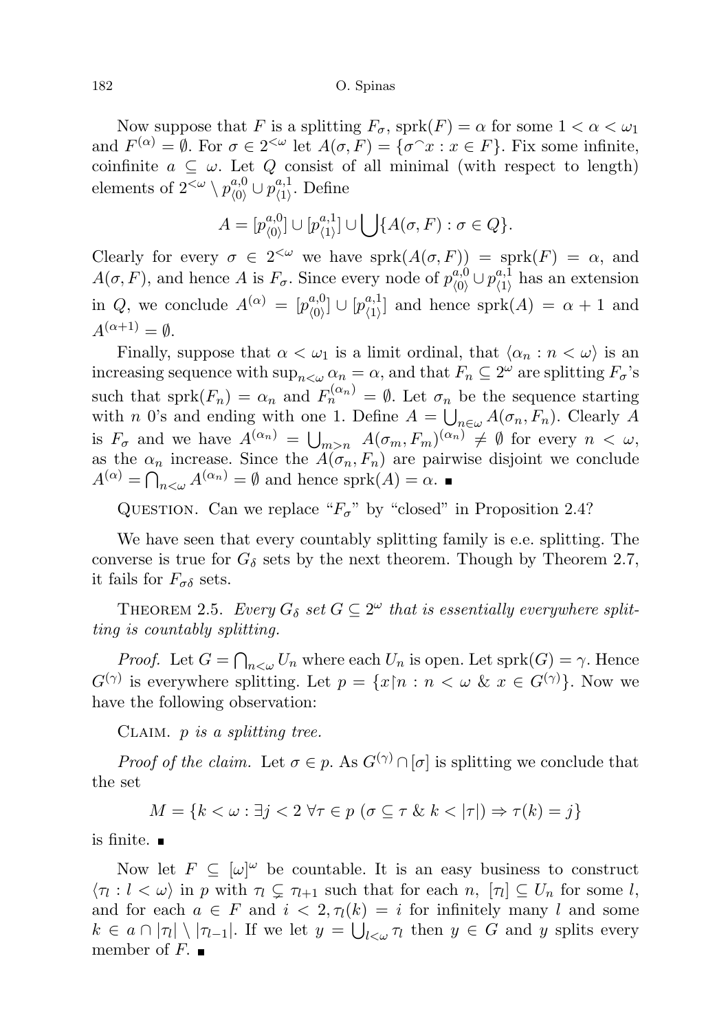Now suppose that $F$ is a splitting $F_\sigma$, $\mathrm{sprk}(F) = \alpha$ for some $1 < \alpha < \omega_1$ and $F^{(\alpha)} = \emptyset$. For $\sigma \in 2^{<\omega}$ let $A(\sigma, F) = \{\sigma^\frown x : x \in F\}$. Fix some infinite, coinfinite $a \subseteq \omega$. Let $Q$ consist of all minimal (with respect to length) elements of $2^{<\omega} \setminus p^{a,0}_{\langle 0\rangle} \cup p^{a,1}_{\langle 1\rangle}$. Define

$$A = [p^{a,0}_{\langle 0\rangle}] \cup [p^{a,1}_{\langle 1\rangle}] \cup \bigcup\{A(\sigma, F) : \sigma \in Q\}.$$

Clearly for every $\sigma \in 2^{<\omega}$ we have $\mathrm{sprk}(A(\sigma, F)) = \mathrm{sprk}(F) = \alpha$, and $A(\sigma, F)$, and hence $A$ is $F_\sigma$. Since every node of $p^{a,0}_{\langle 0\rangle} \cup p^{a,1}_{\langle 1\rangle}$ has an extension in $Q$, we conclude $A^{(\alpha)} = [p^{a,0}_{\langle 0\rangle}] \cup [p^{a,1}_{\langle 1\rangle}]$ and hence $\mathrm{sprk}(A) = \alpha + 1$ and $A^{(\alpha+1)} = \emptyset$.

Finally, suppose that $\alpha < \omega_1$ is a limit ordinal, that $\langle \alpha_n : n < \omega\rangle$ is an increasing sequence with $\sup_{n<\omega} \alpha_n = \alpha$, and that $F_n \subseteq 2^\omega$ are splitting $F_\sigma$'s such that $\mathrm{sprk}(F_n) = \alpha_n$ and $F_n^{(\alpha_n)} = \emptyset$. Let $\sigma_n$ be the sequence starting with $n$ 0's and ending with one 1. Define $A = \bigcup_{n\in\omega} A(\sigma_n, F_n)$. Clearly $A$ is $F_\sigma$ and we have $A^{(\alpha_n)} = \bigcup_{m>n} A(\sigma_m, F_m)^{(\alpha_n)} \neq \emptyset$ for every $n < \omega$, as the $\alpha_n$ increase. Since the $A(\sigma_n, F_n)$ are pairwise disjoint we conclude $A^{(\alpha)} = \bigcap_{n<\omega} A^{(\alpha_n)} = \emptyset$ and hence $\mathrm{sprk}(A) = \alpha$. ∎

QUESTION. Can we replace "$F_\sigma$" by "closed" in Proposition 2.4?

We have seen that every countably splitting family is e.e. splitting. The converse is true for $G_\delta$ sets by the next theorem. Though by Theorem 2.7, it fails for $F_{\sigma\delta}$ sets.

THEOREM 2.5. *Every $G_\delta$ set $G \subseteq 2^\omega$ that is essentially everywhere splitting is countably splitting.*

*Proof.* Let $G = \bigcap_{n<\omega} U_n$ where each $U_n$ is open. Let $\mathrm{sprk}(G) = \gamma$. Hence $G^{(\gamma)}$ is everywhere splitting. Let $p = \{x{\restriction}n : n < \omega \;\&\; x \in G^{(\gamma)}\}$. Now we have the following observation:

CLAIM. *$p$ is a splitting tree.*

*Proof of the claim.* Let $\sigma \in p$. As $G^{(\gamma)} \cap [\sigma]$ is splitting we conclude that the set

$$M = \{k < \omega : \exists j < 2\ \forall \tau \in p\ (\sigma \subseteq \tau \;\&\; k < |\tau|) \Rightarrow \tau(k) = j\}$$

is finite. ∎

Now let $F \subseteq [\omega]^\omega$ be countable. It is an easy business to construct $\langle \tau_l : l < \omega\rangle$ in $p$ with $\tau_l \subsetneq \tau_{l+1}$ such that for each $n$, $[\tau_l] \subseteq U_n$ for some $l$, and for each $a \in F$ and $i < 2, \tau_l(k) = i$ for infinitely many $l$ and some $k \in a \cap |\tau_l| \setminus |\tau_{l-1}|$. If we let $y = \bigcup_{l<\omega} \tau_l$ then $y \in G$ and $y$ splits every member of $F$. ∎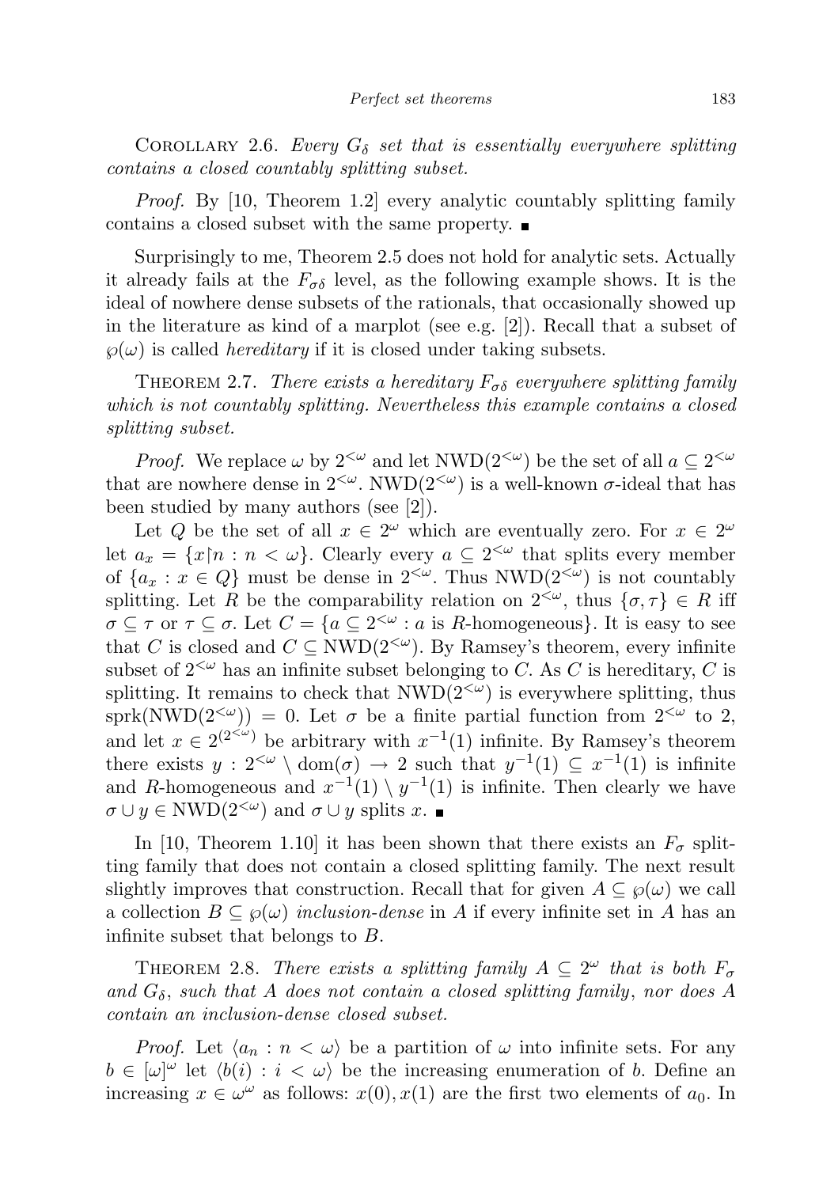Corollary 2.6. *Every $G_\delta$ set that is essentially everywhere splitting contains a closed countably splitting subset.*

*Proof.* By [10, Theorem 1.2] every analytic countably splitting family contains a closed subset with the same property. ■

Surprisingly to me, Theorem 2.5 does not hold for analytic sets. Actually it already fails at the $F_{\sigma\delta}$ level, as the following example shows. It is the ideal of nowhere dense subsets of the rationals, that occasionally showed up in the literature as kind of a marplot (see e.g. [2]). Recall that a subset of $\wp(\omega)$ is called *hereditary* if it is closed under taking subsets.

Theorem 2.7. *There exists a hereditary $F_{\sigma\delta}$ everywhere splitting family which is not countably splitting. Nevertheless this example contains a closed splitting subset.*

*Proof.* We replace $\omega$ by $2^{<\omega}$ and let $\mathrm{NWD}(2^{<\omega})$ be the set of all $a \subseteq 2^{<\omega}$ that are nowhere dense in $2^{<\omega}$. $\mathrm{NWD}(2^{<\omega})$ is a well-known $\sigma$-ideal that has been studied by many authors (see [2]).

Let $Q$ be the set of all $x \in 2^\omega$ which are eventually zero. For $x \in 2^\omega$ let $a_x = \{x{\restriction}n : n < \omega\}$. Clearly every $a \subseteq 2^{<\omega}$ that splits every member of $\{a_x : x \in Q\}$ must be dense in $2^{<\omega}$. Thus $\mathrm{NWD}(2^{<\omega})$ is not countably splitting. Let $R$ be the comparability relation on $2^{<\omega}$, thus $\{\sigma, \tau\} \in R$ iff $\sigma \subseteq \tau$ or $\tau \subseteq \sigma$. Let $C = \{a \subseteq 2^{<\omega} : a \text{ is } R\text{-homogeneous}\}$. It is easy to see that $C$ is closed and $C \subseteq \mathrm{NWD}(2^{<\omega})$. By Ramsey's theorem, every infinite subset of $2^{<\omega}$ has an infinite subset belonging to $C$. As $C$ is hereditary, $C$ is splitting. It remains to check that $\mathrm{NWD}(2^{<\omega})$ is everywhere splitting, thus $\mathrm{sprk}(\mathrm{NWD}(2^{<\omega})) = 0$. Let $\sigma$ be a finite partial function from $2^{<\omega}$ to 2, and let $x \in 2^{(2^{<\omega})}$ be arbitrary with $x^{-1}(1)$ infinite. By Ramsey's theorem there exists $y : 2^{<\omega} \setminus \mathrm{dom}(\sigma) \to 2$ such that $y^{-1}(1) \subseteq x^{-1}(1)$ is infinite and $R$-homogeneous and $x^{-1}(1) \setminus y^{-1}(1)$ is infinite. Then clearly we have $\sigma \cup y \in \mathrm{NWD}(2^{<\omega})$ and $\sigma \cup y$ splits $x$. ■

In [10, Theorem 1.10] it has been shown that there exists an $F_\sigma$ splitting family that does not contain a closed splitting family. The next result slightly improves that construction. Recall that for given $A \subseteq \wp(\omega)$ we call a collection $B \subseteq \wp(\omega)$ *inclusion-dense* in $A$ if every infinite set in $A$ has an infinite subset that belongs to $B$.

Theorem 2.8. *There exists a splitting family $A \subseteq 2^\omega$ that is both $F_\sigma$ and $G_\delta$, such that $A$ does not contain a closed splitting family, nor does $A$ contain an inclusion-dense closed subset.*

*Proof.* Let $\langle a_n : n < \omega\rangle$ be a partition of $\omega$ into infinite sets. For any $b \in [\omega]^\omega$ let $\langle b(i) : i < \omega\rangle$ be the increasing enumeration of $b$. Define an increasing $x \in \omega^\omega$ as follows: $x(0), x(1)$ are the first two elements of $a_0$. In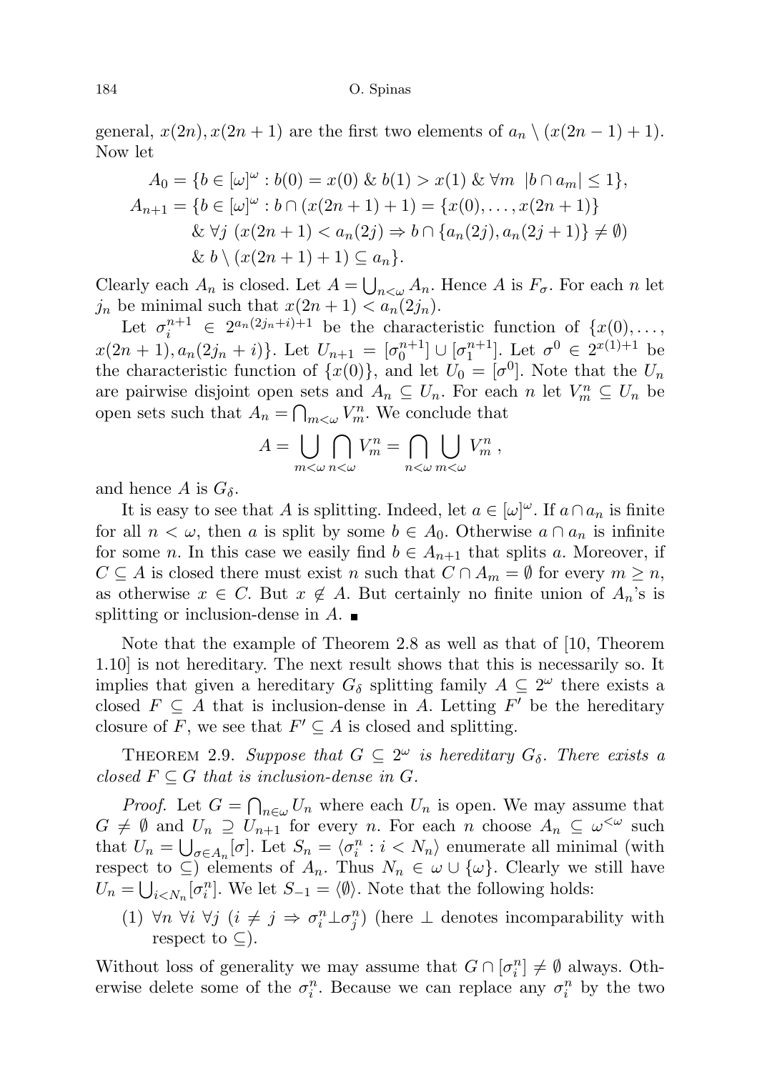general, $x(2n), x(2n+1)$ are the first two elements of $a_n \setminus (x(2n-1)+1)$. Now let

$$\begin{aligned}
A_0 &= \{b \in [\omega]^\omega : b(0) = x(0) \ \& \ b(1) > x(1) \ \& \ \forall m \ \ |b \cap a_m| \le 1\}, \\
A_{n+1} &= \{b \in [\omega]^\omega : b \cap (x(2n+1)+1) = \{x(0), \ldots, x(2n+1)\} \\
&\quad \& \ \forall j \ (x(2n+1) < a_n(2j) \Rightarrow b \cap \{a_n(2j), a_n(2j+1)\} \neq \emptyset) \\
&\quad \& \ b \setminus (x(2n+1)+1) \subseteq a_n\}.
\end{aligned}$$

Clearly each $A_n$ is closed. Let $A = \bigcup_{n<\omega} A_n$. Hence $A$ is $F_\sigma$. For each $n$ let $j_n$ be minimal such that $x(2n+1) < a_n(2j_n)$.

Let $\sigma_i^{n+1} \in 2^{a_n(2j_n+i)+1}$ be the characteristic function of $\{x(0), \ldots, x(2n+1), a_n(2j_n+i)\}$. Let $U_{n+1} = [\sigma_0^{n+1}] \cup [\sigma_1^{n+1}]$. Let $\sigma^0 \in 2^{x(1)+1}$ be the characteristic function of $\{x(0)\}$, and let $U_0 = [\sigma^0]$. Note that the $U_n$ are pairwise disjoint open sets and $A_n \subseteq U_n$. For each $n$ let $V_m^n \subseteq U_n$ be open sets such that $A_n = \bigcap_{m<\omega} V_m^n$. We conclude that

$$A = \bigcup_{m<\omega} \bigcap_{n<\omega} V_m^n = \bigcap_{n<\omega} \bigcup_{m<\omega} V_m^n,$$

and hence $A$ is $G_\delta$.

It is easy to see that $A$ is splitting. Indeed, let $a \in [\omega]^\omega$. If $a \cap a_n$ is finite for all $n < \omega$, then $a$ is split by some $b \in A_0$. Otherwise $a \cap a_n$ is infinite for some $n$. In this case we easily find $b \in A_{n+1}$ that splits $a$. Moreover, if $C \subseteq A$ is closed there must exist $n$ such that $C \cap A_m = \emptyset$ for every $m \ge n$, as otherwise $x \in C$. But $x \notin A$. But certainly no finite union of $A_n$'s is splitting or inclusion-dense in $A$. ∎

Note that the example of Theorem 2.8 as well as that of [10, Theorem 1.10] is not hereditary. The next result shows that this is necessarily so. It implies that given a hereditary $G_\delta$ splitting family $A \subseteq 2^\omega$ there exists a closed $F \subseteq A$ that is inclusion-dense in $A$. Letting $F'$ be the hereditary closure of $F$, we see that $F' \subseteq A$ is closed and splitting.

Theorem 2.9. *Suppose that $G \subseteq 2^\omega$ is hereditary $G_\delta$. There exists a closed $F \subseteq G$ that is inclusion-dense in $G$.*

*Proof.* Let $G = \bigcap_{n\in\omega} U_n$ where each $U_n$ is open. We may assume that $G \neq \emptyset$ and $U_n \supseteq U_{n+1}$ for every $n$. For each $n$ choose $A_n \subseteq \omega^{<\omega}$ such that $U_n = \bigcup_{\sigma\in A_n}[\sigma]$. Let $S_n = \langle \sigma_i^n : i < N_n \rangle$ enumerate all minimal (with respect to $\subseteq$) elements of $A_n$. Thus $N_n \in \omega \cup \{\omega\}$. Clearly we still have $U_n = \bigcup_{i<N_n}[\sigma_i^n]$. We let $S_{-1} = \langle \emptyset \rangle$. Note that the following holds:

(1) $\forall n \ \forall i \ \forall j \ (i \neq j \Rightarrow \sigma_i^n \perp \sigma_j^n)$ (here $\perp$ denotes incomparability with respect to $\subseteq$).

Without loss of generality we may assume that $G \cap [\sigma_i^n] \neq \emptyset$ always. Otherwise delete some of the $\sigma_i^n$. Because we can replace any $\sigma_i^n$ by the two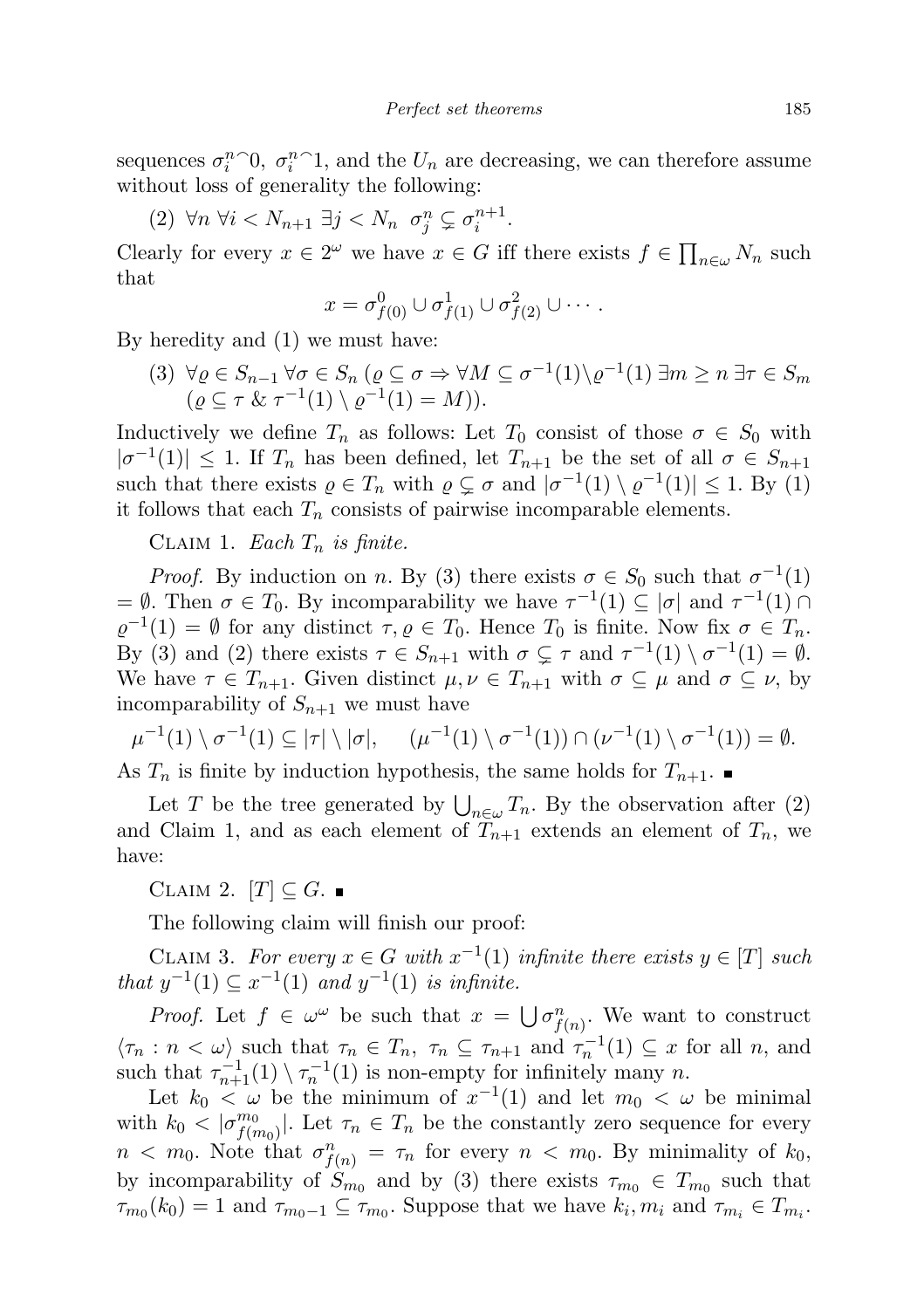sequences $\sigma_i^n{}^\frown 0$, $\sigma_i^n{}^\frown 1$, and the $U_n$ are decreasing, we can therefore assume without loss of generality the following:

(2) $\forall n\ \forall i < N_{n+1}\ \exists j < N_n\ \ \sigma_j^n \subsetneq \sigma_i^{n+1}$.

Clearly for every $x \in 2^\omega$ we have $x \in G$ iff there exists $f \in \prod_{n\in\omega} N_n$ such that

$$x = \sigma^0_{f(0)} \cup \sigma^1_{f(1)} \cup \sigma^2_{f(2)} \cup \cdots .$$

By heredity and (1) we must have:

(3) $\forall \varrho \in S_{n-1}\ \forall \sigma \in S_n\ (\varrho \subseteq \sigma \Rightarrow \forall M \subseteq \sigma^{-1}(1)\setminus\varrho^{-1}(1)\ \exists m \ge n\ \exists \tau \in S_m$ $(\varrho \subseteq \tau\ \&\ \tau^{-1}(1) \setminus \varrho^{-1}(1) = M))$.

Inductively we define $T_n$ as follows: Let $T_0$ consist of those $\sigma \in S_0$ with $|\sigma^{-1}(1)| \le 1$. If $T_n$ has been defined, let $T_{n+1}$ be the set of all $\sigma \in S_{n+1}$ such that there exists $\varrho \in T_n$ with $\varrho \subsetneq \sigma$ and $|\sigma^{-1}(1) \setminus \varrho^{-1}(1)| \le 1$. By (1) it follows that each $T_n$ consists of pairwise incomparable elements.

Claim 1. *Each $T_n$ is finite.*

*Proof.* By induction on $n$. By (3) there exists $\sigma \in S_0$ such that $\sigma^{-1}(1) = \emptyset$. Then $\sigma \in T_0$. By incomparability we have $\tau^{-1}(1) \subseteq |\sigma|$ and $\tau^{-1}(1) \cap \varrho^{-1}(1) = \emptyset$ for any distinct $\tau, \varrho \in T_0$. Hence $T_0$ is finite. Now fix $\sigma \in T_n$. By (3) and (2) there exists $\tau \in S_{n+1}$ with $\sigma \subsetneq \tau$ and $\tau^{-1}(1) \setminus \sigma^{-1}(1) = \emptyset$. We have $\tau \in T_{n+1}$. Given distinct $\mu, \nu \in T_{n+1}$ with $\sigma \subseteq \mu$ and $\sigma \subseteq \nu$, by incomparability of $S_{n+1}$ we must have

$$\mu^{-1}(1) \setminus \sigma^{-1}(1) \subseteq |\tau| \setminus |\sigma|, \qquad (\mu^{-1}(1) \setminus \sigma^{-1}(1)) \cap (\nu^{-1}(1) \setminus \sigma^{-1}(1)) = \emptyset.$$

As $T_n$ is finite by induction hypothesis, the same holds for $T_{n+1}$. ∎

Let $T$ be the tree generated by $\bigcup_{n\in\omega} T_n$. By the observation after (2) and Claim 1, and as each element of $T_{n+1}$ extends an element of $T_n$, we have:

Claim 2. $[T] \subseteq G$. ∎

The following claim will finish our proof:

Claim 3. *For every $x \in G$ with $x^{-1}(1)$ infinite there exists $y \in [T]$ such that $y^{-1}(1) \subseteq x^{-1}(1)$ and $y^{-1}(1)$ is infinite.*

*Proof.* Let $f \in \omega^\omega$ be such that $x = \bigcup \sigma^n_{f(n)}$. We want to construct $\langle \tau_n : n < \omega\rangle$ such that $\tau_n \in T_n$, $\tau_n \subseteq \tau_{n+1}$ and $\tau_n^{-1}(1) \subseteq x$ for all $n$, and such that $\tau_{n+1}^{-1}(1) \setminus \tau_n^{-1}(1)$ is non-empty for infinitely many $n$.

Let $k_0 < \omega$ be the minimum of $x^{-1}(1)$ and let $m_0 < \omega$ be minimal with $k_0 < |\sigma^{m_0}_{f(m_0)}|$. Let $\tau_n \in T_n$ be the constantly zero sequence for every $n < m_0$. Note that $\sigma^n_{f(n)} = \tau_n$ for every $n < m_0$. By minimality of $k_0$, by incomparability of $S_{m_0}$ and by (3) there exists $\tau_{m_0} \in T_{m_0}$ such that $\tau_{m_0}(k_0) = 1$ and $\tau_{m_0-1} \subseteq \tau_{m_0}$. Suppose that we have $k_i, m_i$ and $\tau_{m_i} \in T_{m_i}$.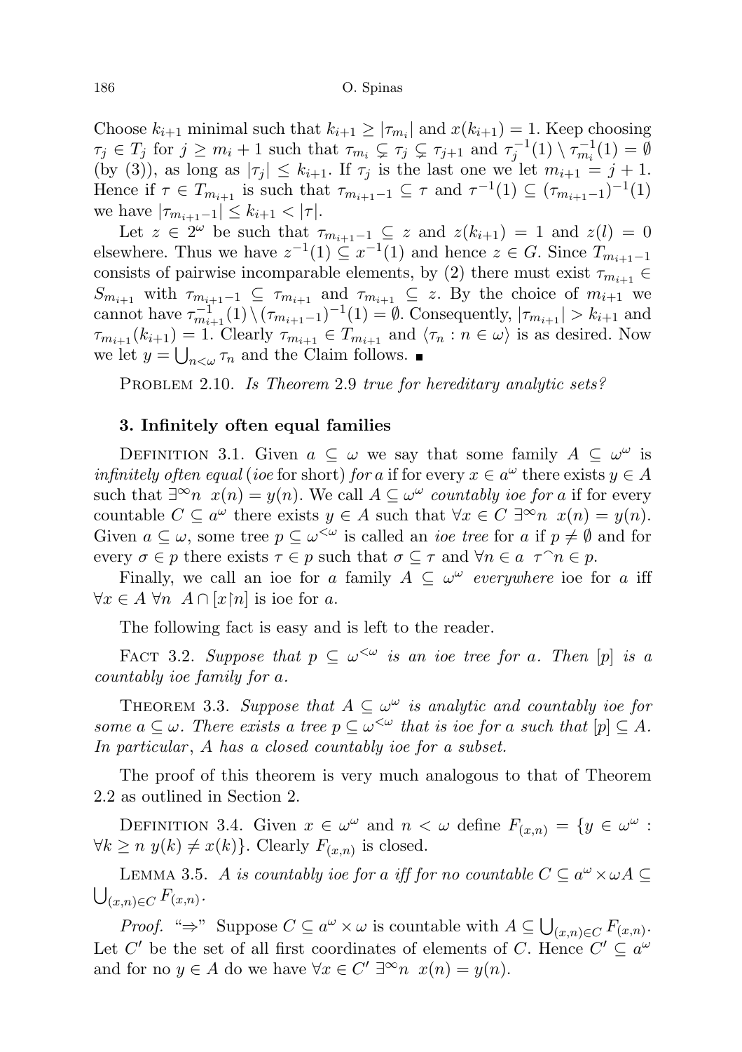Choose $k_{i+1}$ minimal such that $k_{i+1} \geq |\tau_{m_i}|$ and $x(k_{i+1}) = 1$. Keep choosing $\tau_j \in T_j$ for $j \geq m_i + 1$ such that $\tau_{m_i} \subsetneq \tau_j \subsetneq \tau_{j+1}$ and $\tau_j^{-1}(1) \setminus \tau_{m_i}^{-1}(1) = \emptyset$ (by (3)), as long as $|\tau_j| \leq k_{i+1}$. If $\tau_j$ is the last one we let $m_{i+1} = j + 1$. Hence if $\tau \in T_{m_{i+1}}$ is such that $\tau_{m_{i+1}-1} \subseteq \tau$ and $\tau^{-1}(1) \subseteq (\tau_{m_{i+1}-1})^{-1}(1)$ we have $|\tau_{m_{i+1}-1}| \leq k_{i+1} < |\tau|$.

Let $z \in 2^\omega$ be such that $\tau_{m_{i+1}-1} \subseteq z$ and $z(k_{i+1}) = 1$ and $z(l) = 0$ elsewhere. Thus we have $z^{-1}(1) \subseteq x^{-1}(1)$ and hence $z \in G$. Since $T_{m_{i+1}-1}$ consists of pairwise incomparable elements, by (2) there must exist $\tau_{m_{i+1}} \in S_{m_{i+1}}$ with $\tau_{m_{i+1}-1} \subseteq \tau_{m_{i+1}}$ and $\tau_{m_{i+1}} \subseteq z$. By the choice of $m_{i+1}$ we cannot have $\tau_{m_{i+1}}^{-1}(1) \setminus (\tau_{m_{i+1}-1})^{-1}(1) = \emptyset$. Consequently, $|\tau_{m_{i+1}}| > k_{i+1}$ and $\tau_{m_{i+1}}(k_{i+1}) = 1$. Clearly $\tau_{m_{i+1}} \in T_{m_{i+1}}$ and $\langle \tau_n : n \in \omega \rangle$ is as desired. Now we let $y = \bigcup_{n<\omega} \tau_n$ and the Claim follows. ∎

Problem 2.10. *Is Theorem* 2.9 *true for hereditary analytic sets?*

## 3. Infinitely often equal families

Definition 3.1. Given $a \subseteq \omega$ we say that some family $A \subseteq \omega^\omega$ is *infinitely often equal* (*ioe* for short) *for* $a$ if for every $x \in a^\omega$ there exists $y \in A$ such that $\exists^\infty n\ x(n) = y(n)$. We call $A \subseteq \omega^\omega$ *countably ioe for* $a$ if for every countable $C \subseteq a^\omega$ there exists $y \in A$ such that $\forall x \in C\ \exists^\infty n\ x(n) = y(n)$. Given $a \subseteq \omega$, some tree $p \subseteq \omega^{<\omega}$ is called an *ioe tree* for $a$ if $p \neq \emptyset$ and for every $\sigma \in p$ there exists $\tau \in p$ such that $\sigma \subseteq \tau$ and $\forall n \in a\ \tau^\frown n \in p$.

Finally, we call an ioe for $a$ family $A \subseteq \omega^\omega$ *everywhere* ioe for $a$ iff $\forall x \in A\ \forall n\ A \cap [x{\restriction}n]$ is ioe for $a$.

The following fact is easy and is left to the reader.

Fact 3.2. *Suppose that* $p \subseteq \omega^{<\omega}$ *is an ioe tree for* $a$. *Then* $[p]$ *is a countably ioe family for* $a$.

Theorem 3.3. *Suppose that* $A \subseteq \omega^\omega$ *is analytic and countably ioe for some* $a \subseteq \omega$. *There exists a tree* $p \subseteq \omega^{<\omega}$ *that is ioe for* $a$ *such that* $[p] \subseteq A$. *In particular*, $A$ *has a closed countably ioe for a subset.*

The proof of this theorem is very much analogous to that of Theorem 2.2 as outlined in Section 2.

Definition 3.4. Given $x \in \omega^\omega$ and $n < \omega$ define $F_{(x,n)} = \{y \in \omega^\omega : \forall k \geq n\ y(k) \neq x(k)\}$. Clearly $F_{(x,n)}$ is closed.

Lemma 3.5. *$A$ is countably ioe for $a$ iff for no countable $C \subseteq a^\omega \times \omega A \subseteq \bigcup_{(x,n)\in C} F_{(x,n)}$.*

*Proof.* "$\Rightarrow$" Suppose $C \subseteq a^\omega \times \omega$ is countable with $A \subseteq \bigcup_{(x,n)\in C} F_{(x,n)}$. Let $C'$ be the set of all first coordinates of elements of $C$. Hence $C' \subseteq a^\omega$ and for no $y \in A$ do we have $\forall x \in C'\ \exists^\infty n\ x(n) = y(n)$.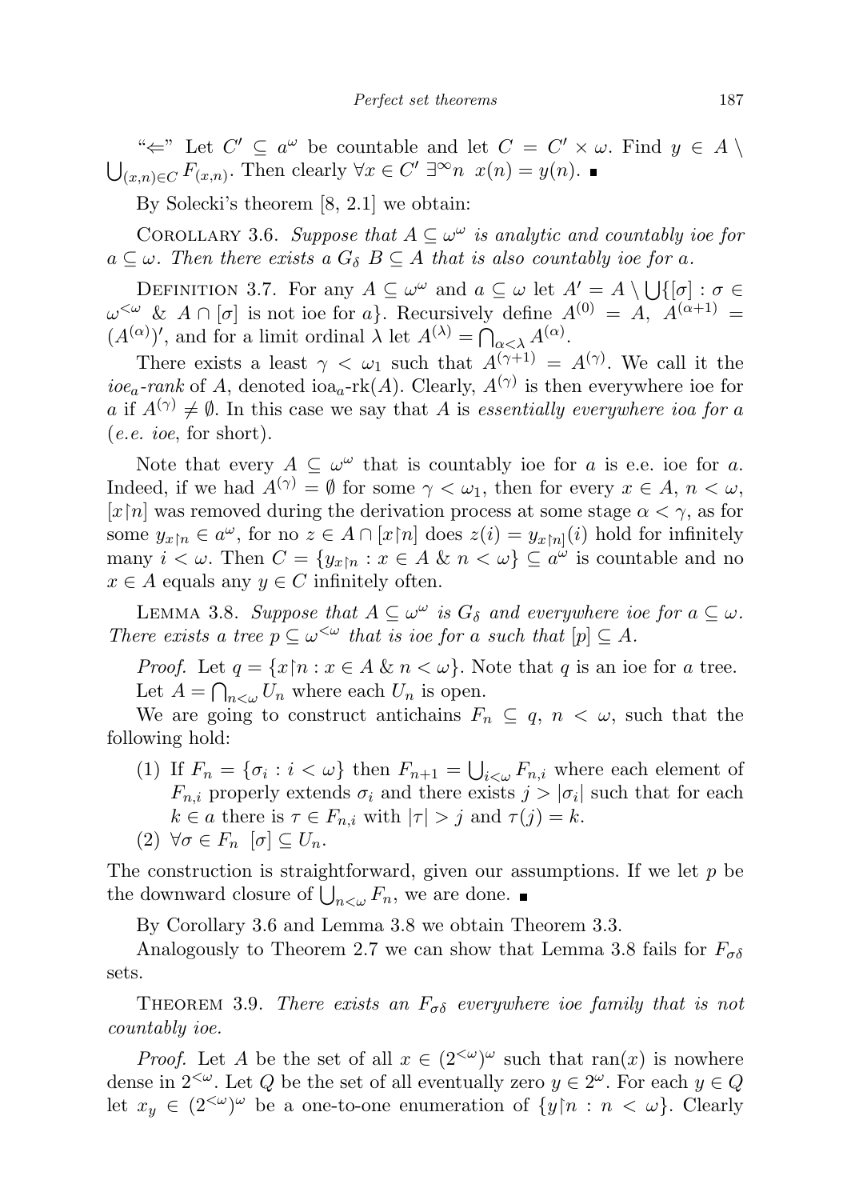"$\Leftarrow$" Let $C' \subseteq a^\omega$ be countable and let $C = C' \times \omega$. Find $y \in A \setminus \bigcup_{(x,n)\in C} F_{(x,n)}$. Then clearly $\forall x \in C' \ \exists^\infty n \ \ x(n) = y(n)$. ∎

By Solecki's theorem [8, 2.1] we obtain:

Corollary 3.6. *Suppose that $A \subseteq \omega^\omega$ is analytic and countably ioe for $a \subseteq \omega$. Then there exists a $G_\delta$ $B \subseteq A$ that is also countably ioe for $a$.*

Definition 3.7. For any $A \subseteq \omega^\omega$ and $a \subseteq \omega$ let $A' = A \setminus \bigcup\{[\sigma] : \sigma \in \omega^{<\omega} \ \& \ A \cap [\sigma]$ is not ioe for $a\}$. Recursively define $A^{(0)} = A$, $A^{(\alpha+1)} = (A^{(\alpha)})'$, and for a limit ordinal $\lambda$ let $A^{(\lambda)} = \bigcap_{\alpha<\lambda} A^{(\alpha)}$.

There exists a least $\gamma < \omega_1$ such that $A^{(\gamma+1)} = A^{(\gamma)}$. We call it the *ioe$_a$-rank* of $A$, denoted $\text{ioa}_a\text{-rk}(A)$. Clearly, $A^{(\gamma)}$ is then everywhere ioe for $a$ if $A^{(\gamma)} \neq \emptyset$. In this case we say that $A$ is *essentially everywhere ioa for $a$* (*e.e. ioe*, for short).

Note that every $A \subseteq \omega^\omega$ that is countably ioe for $a$ is e.e. ioe for $a$. Indeed, if we had $A^{(\gamma)} = \emptyset$ for some $\gamma < \omega_1$, then for every $x \in A$, $n < \omega$, $[x{\restriction}n]$ was removed during the derivation process at some stage $\alpha < \gamma$, as for some $y_{x\restriction n} \in a^\omega$, for no $z \in A \cap [x{\restriction}n]$ does $z(i) = y_{x\restriction n]}(i)$ hold for infinitely many $i < \omega$. Then $C = \{y_{x\restriction n} : x \in A \ \& \ n < \omega\} \subseteq a^\omega$ is countable and no $x \in A$ equals any $y \in C$ infinitely often.

Lemma 3.8. *Suppose that $A \subseteq \omega^\omega$ is $G_\delta$ and everywhere ioe for $a \subseteq \omega$. There exists a tree $p \subseteq \omega^{<\omega}$ that is ioe for $a$ such that $[p] \subseteq A$.*

*Proof.* Let $q = \{x{\restriction}n : x \in A \ \& \ n < \omega\}$. Note that $q$ is an ioe for $a$ tree.

Let $A = \bigcap_{n<\omega} U_n$ where each $U_n$ is open.

We are going to construct antichains $F_n \subseteq q$, $n < \omega$, such that the following hold:

1. If $F_n = \{\sigma_i : i < \omega\}$ then $F_{n+1} = \bigcup_{i<\omega} F_{n,i}$ where each element of $F_{n,i}$ properly extends $\sigma_i$ and there exists $j > |\sigma_i|$ such that for each $k \in a$ there is $\tau \in F_{n,i}$ with $|\tau| > j$ and $\tau(j) = k$.
2. $\forall \sigma \in F_n \ \ [\sigma] \subseteq U_n$.

The construction is straightforward, given our assumptions. If we let $p$ be the downward closure of $\bigcup_{n<\omega} F_n$, we are done. ∎

By Corollary 3.6 and Lemma 3.8 we obtain Theorem 3.3.

Analogously to Theorem 2.7 we can show that Lemma 3.8 fails for $F_{\sigma\delta}$ sets.

Theorem 3.9. *There exists an $F_{\sigma\delta}$ everywhere ioe family that is not countably ioe.*

*Proof.* Let $A$ be the set of all $x \in (2^{<\omega})^\omega$ such that $\text{ran}(x)$ is nowhere dense in $2^{<\omega}$. Let $Q$ be the set of all eventually zero $y \in 2^\omega$. For each $y \in Q$ let $x_y \in (2^{<\omega})^\omega$ be a one-to-one enumeration of $\{y{\restriction}n : n < \omega\}$. Clearly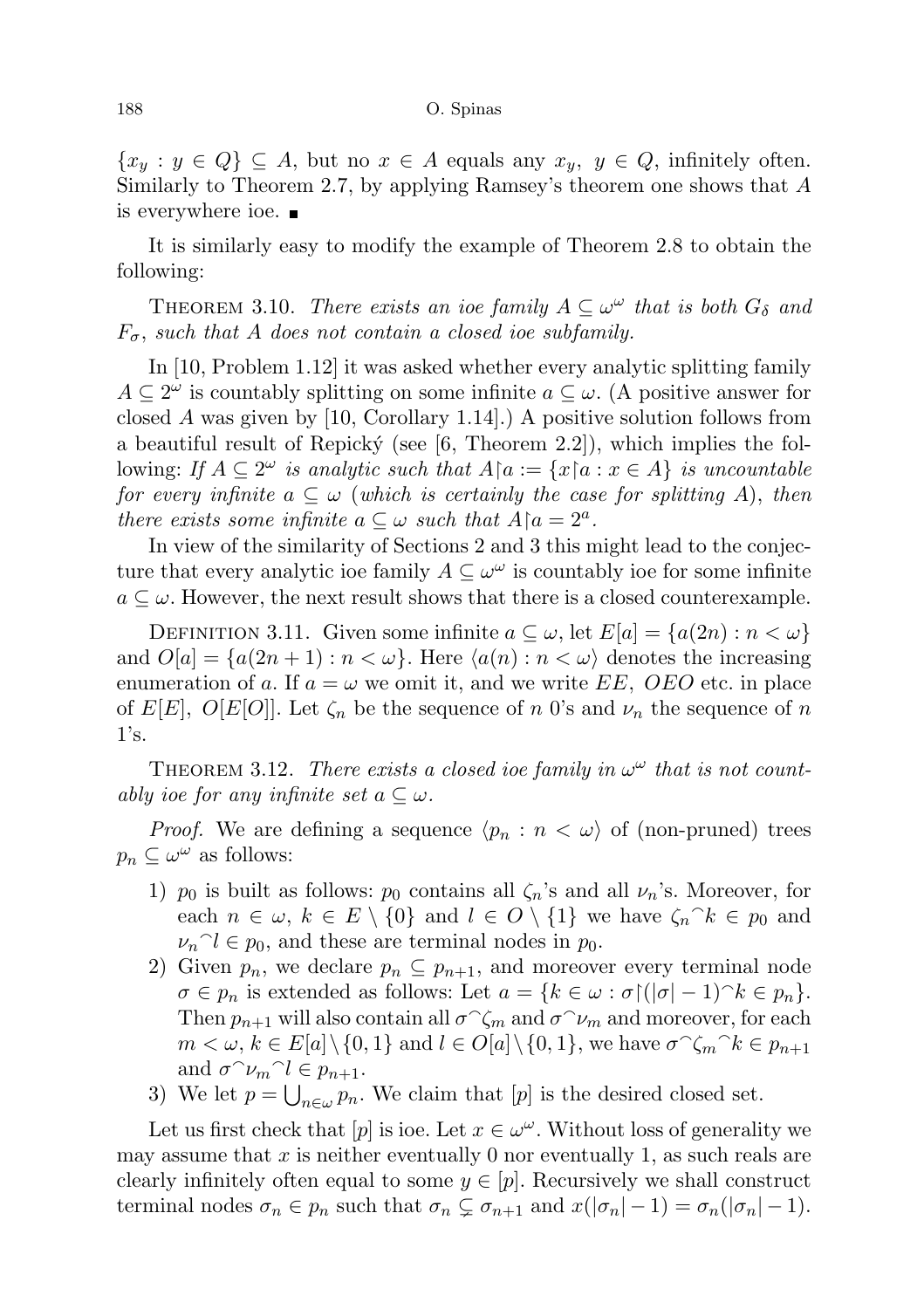$\{x_y : y \in Q\} \subseteq A$, but no $x \in A$ equals any $x_y$, $y \in Q$, infinitely often. Similarly to Theorem 2.7, by applying Ramsey's theorem one shows that $A$ is everywhere ioe. ∎

It is similarly easy to modify the example of Theorem 2.8 to obtain the following:

THEOREM 3.10. *There exists an ioe family $A \subseteq \omega^\omega$ that is both $G_\delta$ and $F_\sigma$, such that $A$ does not contain a closed ioe subfamily.*

In [10, Problem 1.12] it was asked whether every analytic splitting family $A \subseteq 2^\omega$ is countably splitting on some infinite $a \subseteq \omega$. (A positive answer for closed $A$ was given by [10, Corollary 1.14].) A positive solution follows from a beautiful result of Repický (see [6, Theorem 2.2]), which implies the following: *If $A \subseteq 2^\omega$ is analytic such that $A{\restriction}a := \{x{\restriction}a : x \in A\}$ is uncountable for every infinite $a \subseteq \omega$ (which is certainly the case for splitting $A$), then there exists some infinite $a \subseteq \omega$ such that $A{\restriction}a = 2^a$.*

In view of the similarity of Sections 2 and 3 this might lead to the conjecture that every analytic ioe family $A \subseteq \omega^\omega$ is countably ioe for some infinite $a \subseteq \omega$. However, the next result shows that there is a closed counterexample.

DEFINITION 3.11. Given some infinite $a \subseteq \omega$, let $E[a] = \{a(2n) : n < \omega\}$ and $O[a] = \{a(2n+1) : n < \omega\}$. Here $\langle a(n) : n < \omega\rangle$ denotes the increasing enumeration of $a$. If $a = \omega$ we omit it, and we write $EE$, $OEO$ etc. in place of $E[E]$, $O[E[O]]$. Let $\zeta_n$ be the sequence of $n$ 0's and $\nu_n$ the sequence of $n$ 1's.

THEOREM 3.12. *There exists a closed ioe family in $\omega^\omega$ that is not countably ioe for any infinite set $a \subseteq \omega$.*

*Proof.* We are defining a sequence $\langle p_n : n < \omega\rangle$ of (non-pruned) trees $p_n \subseteq \omega^\omega$ as follows:

1) $p_0$ is built as follows: $p_0$ contains all $\zeta_n$'s and all $\nu_n$'s. Moreover, for each $n \in \omega$, $k \in E \setminus \{0\}$ and $l \in O \setminus \{1\}$ we have $\zeta_n{}^\frown k \in p_0$ and $\nu_n{}^\frown l \in p_0$, and these are terminal nodes in $p_0$.
2) Given $p_n$, we declare $p_n \subseteq p_{n+1}$, and moreover every terminal node $\sigma \in p_n$ is extended as follows: Let $a = \{k \in \omega : \sigma{\restriction}(|\sigma| - 1){}^\frown k \in p_n\}$. Then $p_{n+1}$ will also contain all $\sigma^\frown\zeta_m$ and $\sigma^\frown\nu_m$ and moreover, for each $m < \omega$, $k \in E[a] \setminus \{0, 1\}$ and $l \in O[a] \setminus \{0, 1\}$, we have $\sigma^\frown\zeta_m{}^\frown k \in p_{n+1}$ and $\sigma^\frown\nu_m{}^\frown l \in p_{n+1}$.
3) We let $p = \bigcup_{n\in\omega} p_n$. We claim that $[p]$ is the desired closed set.

Let us first check that $[p]$ is ioe. Let $x \in \omega^\omega$. Without loss of generality we may assume that $x$ is neither eventually 0 nor eventually 1, as such reals are clearly infinitely often equal to some $y \in [p]$. Recursively we shall construct terminal nodes $\sigma_n \in p_n$ such that $\sigma_n \subsetneq \sigma_{n+1}$ and $x(|\sigma_n| - 1) = \sigma_n(|\sigma_n| - 1)$.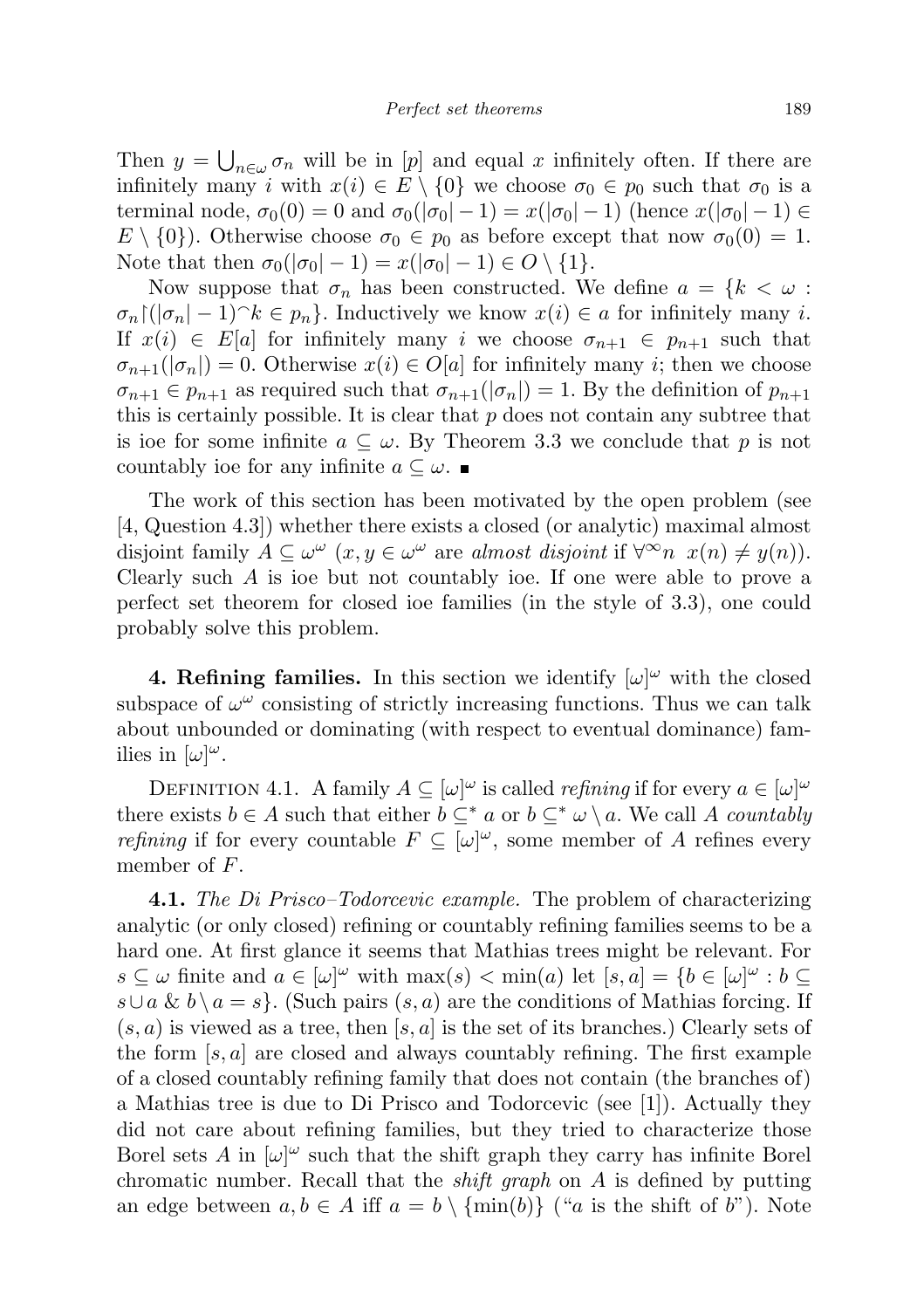Then $y = \bigcup_{n\in\omega} \sigma_n$ will be in $[p]$ and equal $x$ infinitely often. If there are infinitely many $i$ with $x(i) \in E \setminus \{0\}$ we choose $\sigma_0 \in p_0$ such that $\sigma_0$ is a terminal node, $\sigma_0(0) = 0$ and $\sigma_0(|\sigma_0| - 1) = x(|\sigma_0| - 1)$ (hence $x(|\sigma_0| - 1) \in E \setminus \{0\}$). Otherwise choose $\sigma_0 \in p_0$ as before except that now $\sigma_0(0) = 1$. Note that then $\sigma_0(|\sigma_0| - 1) = x(|\sigma_0| - 1) \in O \setminus \{1\}$.

Now suppose that $\sigma_n$ has been constructed. We define $a = \{k < \omega : \sigma_n\restriction(|\sigma_n| - 1)^\frown k \in p_n\}$. Inductively we know $x(i) \in a$ for infinitely many $i$. If $x(i) \in E[a]$ for infinitely many $i$ we choose $\sigma_{n+1} \in p_{n+1}$ such that $\sigma_{n+1}(|\sigma_n|) = 0$. Otherwise $x(i) \in O[a]$ for infinitely many $i$; then we choose $\sigma_{n+1} \in p_{n+1}$ as required such that $\sigma_{n+1}(|\sigma_n|) = 1$. By the definition of $p_{n+1}$ this is certainly possible. It is clear that $p$ does not contain any subtree that is ioe for some infinite $a \subseteq \omega$. By Theorem 3.3 we conclude that $p$ is not countably ioe for any infinite $a \subseteq \omega$. ∎

The work of this section has been motivated by the open problem (see [4, Question 4.3]) whether there exists a closed (or analytic) maximal almost disjoint family $A \subseteq \omega^\omega$ ($x, y \in \omega^\omega$ are *almost disjoint* if $\forall^\infty n\ x(n) \neq y(n)$). Clearly such $A$ is ioe but not countably ioe. If one were able to prove a perfect set theorem for closed ioe families (in the style of 3.3), one could probably solve this problem.

## 4. Refining families.

In this section we identify $[\omega]^\omega$ with the closed subspace of $\omega^\omega$ consisting of strictly increasing functions. Thus we can talk about unbounded or dominating (with respect to eventual dominance) families in $[\omega]^\omega$.

Definition 4.1. A family $A \subseteq [\omega]^\omega$ is called *refining* if for every $a \in [\omega]^\omega$ there exists $b \in A$ such that either $b \subseteq^* a$ or $b \subseteq^* \omega \setminus a$. We call $A$ *countably refining* if for every countable $F \subseteq [\omega]^\omega$, some member of $A$ refines every member of $F$.

**4.1.** *The Di Prisco–Todorcevic example.* The problem of characterizing analytic (or only closed) refining or countably refining families seems to be a hard one. At first glance it seems that Mathias trees might be relevant. For $s \subseteq \omega$ finite and $a \in [\omega]^\omega$ with $\max(s) < \min(a)$ let $[s, a] = \{b \in [\omega]^\omega : b \subseteq s \cup a \ \&\ b \setminus a = s\}$. (Such pairs $(s, a)$ are the conditions of Mathias forcing. If $(s, a)$ is viewed as a tree, then $[s, a]$ is the set of its branches.) Clearly sets of the form $[s, a]$ are closed and always countably refining. The first example of a closed countably refining family that does not contain (the branches of) a Mathias tree is due to Di Prisco and Todorcevic (see [1]). Actually they did not care about refining families, but they tried to characterize those Borel sets $A$ in $[\omega]^\omega$ such that the shift graph they carry has infinite Borel chromatic number. Recall that the *shift graph* on $A$ is defined by putting an edge between $a, b \in A$ iff $a = b \setminus \{\min(b)\}$ ("$a$ is the shift of $b$"). Note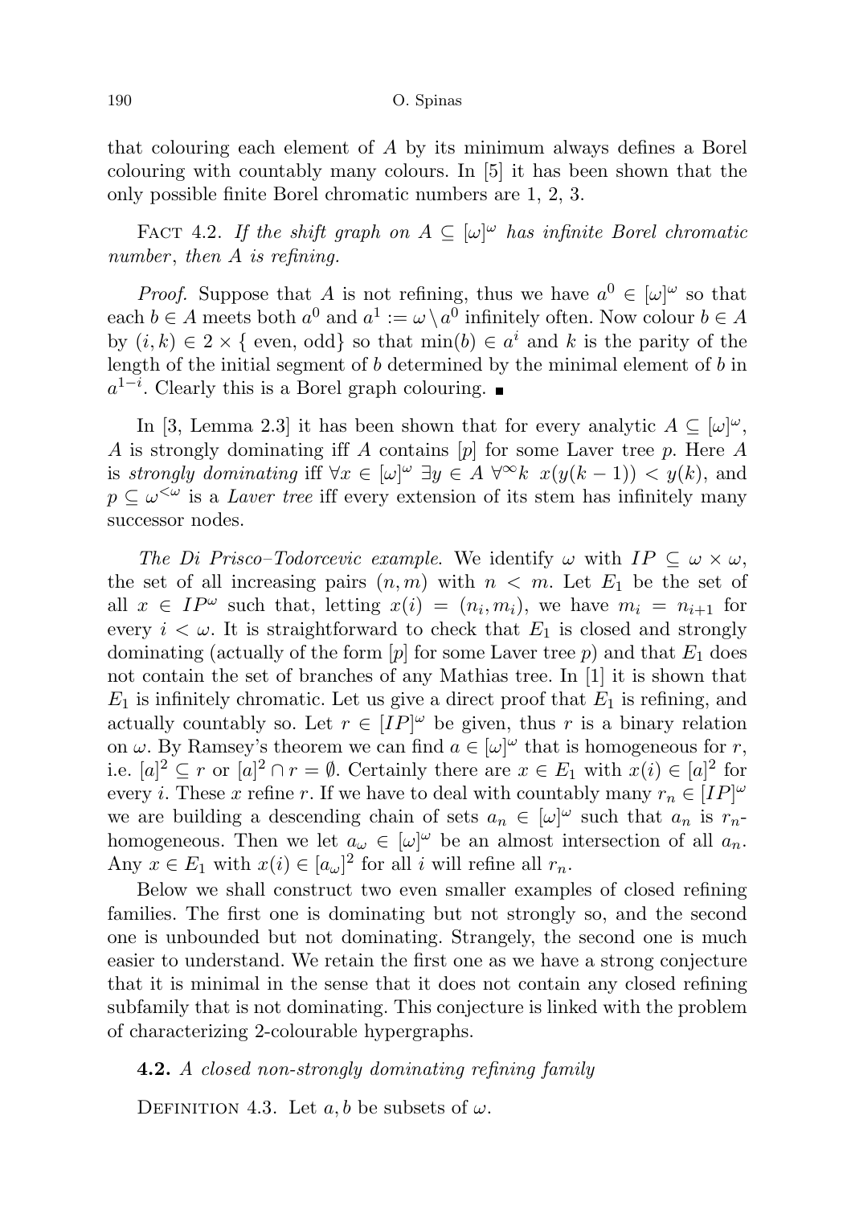that colouring each element of $A$ by its minimum always defines a Borel colouring with countably many colours. In [5] it has been shown that the only possible finite Borel chromatic numbers are 1, 2, 3.

Fact 4.2. *If the shift graph on $A \subseteq [\omega]^\omega$ has infinite Borel chromatic number, then $A$ is refining.*

*Proof.* Suppose that $A$ is not refining, thus we have $a^0 \in [\omega]^\omega$ so that each $b \in A$ meets both $a^0$ and $a^1 := \omega \setminus a^0$ infinitely often. Now colour $b \in A$ by $(i, k) \in 2 \times \{ \text{even}, \text{odd}\}$ so that $\min(b) \in a^i$ and $k$ is the parity of the length of the initial segment of $b$ determined by the minimal element of $b$ in $a^{1-i}$. Clearly this is a Borel graph colouring. ∎

In [3, Lemma 2.3] it has been shown that for every analytic $A \subseteq [\omega]^\omega$, $A$ is strongly dominating iff $A$ contains $[p]$ for some Laver tree $p$. Here $A$ is *strongly dominating* iff $\forall x \in [\omega]^\omega \ \exists y \in A \ \forall^\infty k \ x(y(k-1)) < y(k)$, and $p \subseteq \omega^{<\omega}$ is a *Laver tree* iff every extension of its stem has infinitely many successor nodes.

*The Di Prisco–Todorcevic example.* We identify $\omega$ with $IP \subseteq \omega \times \omega$, the set of all increasing pairs $(n, m)$ with $n < m$. Let $E_1$ be the set of all $x \in IP^\omega$ such that, letting $x(i) = (n_i, m_i)$, we have $m_i = n_{i+1}$ for every $i < \omega$. It is straightforward to check that $E_1$ is closed and strongly dominating (actually of the form $[p]$ for some Laver tree $p$) and that $E_1$ does not contain the set of branches of any Mathias tree. In [1] it is shown that $E_1$ is infinitely chromatic. Let us give a direct proof that $E_1$ is refining, and actually countably so. Let $r \in [IP]^\omega$ be given, thus $r$ is a binary relation on $\omega$. By Ramsey's theorem we can find $a \in [\omega]^\omega$ that is homogeneous for $r$, i.e. $[a]^2 \subseteq r$ or $[a]^2 \cap r = \emptyset$. Certainly there are $x \in E_1$ with $x(i) \in [a]^2$ for every $i$. These $x$ refine $r$. If we have to deal with countably many $r_n \in [IP]^\omega$ we are building a descending chain of sets $a_n \in [\omega]^\omega$ such that $a_n$ is $r_n$-homogeneous. Then we let $a_\omega \in [\omega]^\omega$ be an almost intersection of all $a_n$. Any $x \in E_1$ with $x(i) \in [a_\omega]^2$ for all $i$ will refine all $r_n$.

Below we shall construct two even smaller examples of closed refining families. The first one is dominating but not strongly so, and the second one is unbounded but not dominating. Strangely, the second one is much easier to understand. We retain the first one as we have a strong conjecture that it is minimal in the sense that it does not contain any closed refining subfamily that is not dominating. This conjecture is linked with the problem of characterizing 2-colourable hypergraphs.

**4.2.** *A closed non-strongly dominating refining family*

Definition 4.3. Let $a, b$ be subsets of $\omega$.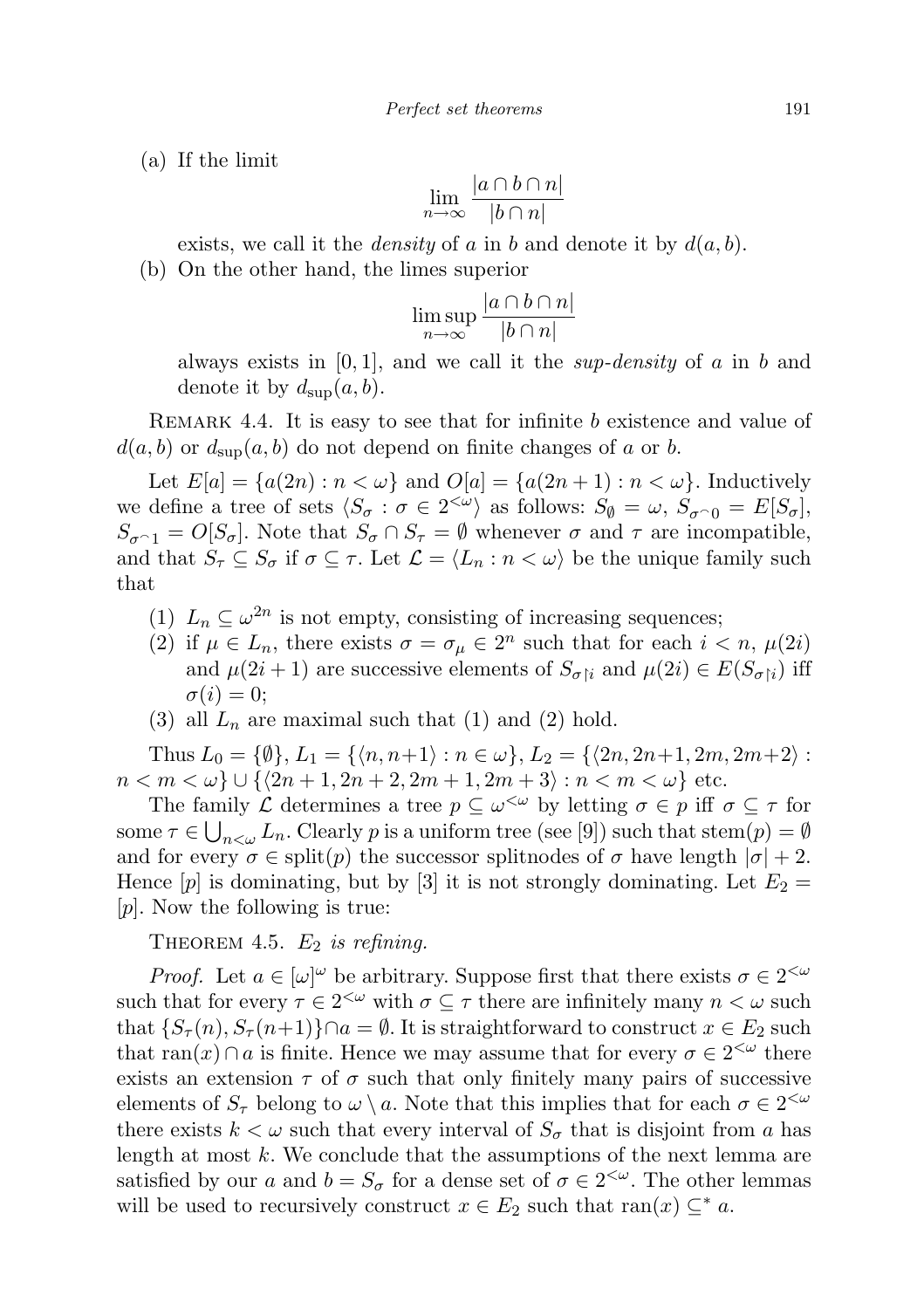(a) If the limit

$$\lim_{n\to\infty} \frac{|a \cap b \cap n|}{|b \cap n|}$$

exists, we call it the *density* of $a$ in $b$ and denote it by $d(a,b)$.

(b) On the other hand, the limes superior

$$\limsup_{n\to\infty} \frac{|a \cap b \cap n|}{|b \cap n|}$$

always exists in $[0,1]$, and we call it the *sup-density* of $a$ in $b$ and denote it by $d_{\sup}(a,b)$.

Remark 4.4. It is easy to see that for infinite $b$ existence and value of $d(a,b)$ or $d_{\sup}(a,b)$ do not depend on finite changes of $a$ or $b$.

Let $E[a] = \{a(2n) : n < \omega\}$ and $O[a] = \{a(2n+1) : n < \omega\}$. Inductively we define a tree of sets $\langle S_\sigma : \sigma \in 2^{<\omega}\rangle$ as follows: $S_\emptyset = \omega$, $S_{\sigma^\frown 0} = E[S_\sigma]$, $S_{\sigma^\frown 1} = O[S_\sigma]$. Note that $S_\sigma \cap S_\tau = \emptyset$ whenever $\sigma$ and $\tau$ are incompatible, and that $S_\tau \subseteq S_\sigma$ if $\sigma \subseteq \tau$. Let $\mathcal{L} = \langle L_n : n < \omega\rangle$ be the unique family such that

(1) $L_n \subseteq \omega^{2n}$ is not empty, consisting of increasing sequences;
(2) if $\mu \in L_n$, there exists $\sigma = \sigma_\mu \in 2^n$ such that for each $i < n$, $\mu(2i)$ and $\mu(2i+1)$ are successive elements of $S_{\sigma\restriction i}$ and $\mu(2i) \in E(S_{\sigma\restriction i})$ iff $\sigma(i) = 0$;
(3) all $L_n$ are maximal such that (1) and (2) hold.

Thus $L_0 = \{\emptyset\}$, $L_1 = \{\langle n, n+1\rangle : n \in \omega\}$, $L_2 = \{\langle 2n, 2n+1, 2m, 2m+2\rangle : n < m < \omega\} \cup \{\langle 2n+1, 2n+2, 2m+1, 2m+3\rangle : n < m < \omega\}$ etc.

The family $\mathcal{L}$ determines a tree $p \subseteq \omega^{<\omega}$ by letting $\sigma \in p$ iff $\sigma \subseteq \tau$ for some $\tau \in \bigcup_{n<\omega} L_n$. Clearly $p$ is a uniform tree (see [9]) such that $\mathrm{stem}(p) = \emptyset$ and for every $\sigma \in \mathrm{split}(p)$ the successor splitnodes of $\sigma$ have length $|\sigma|+2$. Hence $[p]$ is dominating, but by [3] it is not strongly dominating. Let $E_2 = [p]$. Now the following is true:

Theorem 4.5. *$E_2$ is refining.*

*Proof.* Let $a \in [\omega]^\omega$ be arbitrary. Suppose first that there exists $\sigma \in 2^{<\omega}$ such that for every $\tau \in 2^{<\omega}$ with $\sigma \subseteq \tau$ there are infinitely many $n < \omega$ such that $\{S_\tau(n), S_\tau(n+1)\} \cap a = \emptyset$. It is straightforward to construct $x \in E_2$ such that $\mathrm{ran}(x) \cap a$ is finite. Hence we may assume that for every $\sigma \in 2^{<\omega}$ there exists an extension $\tau$ of $\sigma$ such that only finitely many pairs of successive elements of $S_\tau$ belong to $\omega \setminus a$. Note that this implies that for each $\sigma \in 2^{<\omega}$ there exists $k < \omega$ such that every interval of $S_\sigma$ that is disjoint from $a$ has length at most $k$. We conclude that the assumptions of the next lemma are satisfied by our $a$ and $b = S_\sigma$ for a dense set of $\sigma \in 2^{<\omega}$. The other lemmas will be used to recursively construct $x \in E_2$ such that $\mathrm{ran}(x) \subseteq^* a$.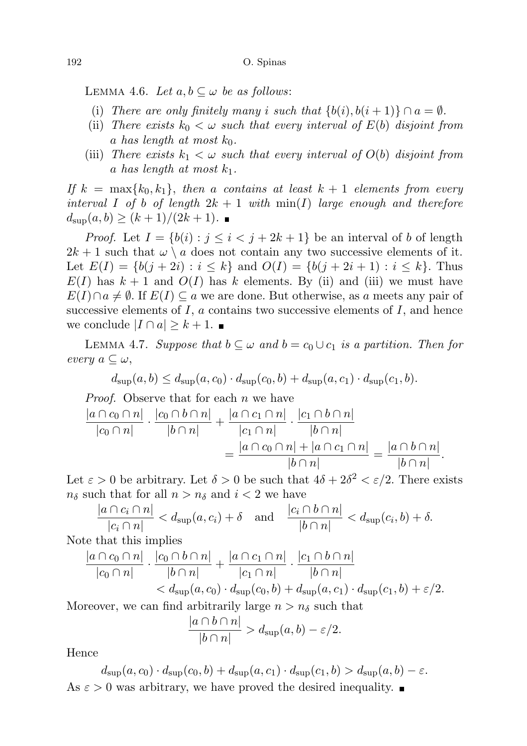LEMMA 4.6. *Let $a, b \subseteq \omega$ be as follows*:

- (i) *There are only finitely many $i$ such that $\{b(i), b(i+1)\} \cap a = \emptyset$.*
- (ii) *There exists $k_0 < \omega$ such that every interval of $E(b)$ disjoint from $a$ has length at most $k_0$.*
- (iii) *There exists $k_1 < \omega$ such that every interval of $O(b)$ disjoint from $a$ has length at most $k_1$.*

*If $k = \max\{k_0, k_1\}$, then $a$ contains at least $k+1$ elements from every interval $I$ of $b$ of length $2k+1$ with $\min(I)$ large enough and therefore $d_{\sup}(a, b) \geq (k+1)/(2k+1)$.* ∎

*Proof.* Let $I = \{b(i) : j \leq i < j + 2k + 1\}$ be an interval of $b$ of length $2k+1$ such that $\omega \setminus a$ does not contain any two successive elements of it. Let $E(I) = \{b(j+2i) : i \leq k\}$ and $O(I) = \{b(j+2i+1) : i \leq k\}$. Thus $E(I)$ has $k+1$ and $O(I)$ has $k$ elements. By (ii) and (iii) we must have $E(I) \cap a \neq \emptyset$. If $E(I) \subseteq a$ we are done. But otherwise, as $a$ meets any pair of successive elements of $I$, $a$ contains two successive elements of $I$, and hence we conclude $|I \cap a| \geq k+1$. ∎

LEMMA 4.7. *Suppose that $b \subseteq \omega$ and $b = c_0 \cup c_1$ is a partition. Then for every $a \subseteq \omega$,*

$$d_{\sup}(a, b) \leq d_{\sup}(a, c_0) \cdot d_{\sup}(c_0, b) + d_{\sup}(a, c_1) \cdot d_{\sup}(c_1, b).$$

*Proof.* Observe that for each $n$ we have

$$\frac{|a \cap c_0 \cap n|}{|c_0 \cap n|} \cdot \frac{|c_0 \cap b \cap n|}{|b \cap n|} + \frac{|a \cap c_1 \cap n|}{|c_1 \cap n|} \cdot \frac{|c_1 \cap b \cap n|}{|b \cap n|} = \frac{|a \cap c_0 \cap n| + |a \cap c_1 \cap n|}{|b \cap n|} = \frac{|a \cap b \cap n|}{|b \cap n|}.$$

Let $\varepsilon > 0$ be arbitrary. Let $\delta > 0$ be such that $4\delta + 2\delta^2 < \varepsilon/2$. There exists $n_\delta$ such that for all $n > n_\delta$ and $i < 2$ we have

$$\frac{|a \cap c_i \cap n|}{|c_i \cap n|} < d_{\sup}(a, c_i) + \delta \quad \text{and} \quad \frac{|c_i \cap b \cap n|}{|b \cap n|} < d_{\sup}(c_i, b) + \delta.$$

Note that this implies

$$\frac{|a \cap c_0 \cap n|}{|c_0 \cap n|} \cdot \frac{|c_0 \cap b \cap n|}{|b \cap n|} + \frac{|a \cap c_1 \cap n|}{|c_1 \cap n|} \cdot \frac{|c_1 \cap b \cap n|}{|b \cap n|} < d_{\sup}(a, c_0) \cdot d_{\sup}(c_0, b) + d_{\sup}(a, c_1) \cdot d_{\sup}(c_1, b) + \varepsilon/2.$$

Moreover, we can find arbitrarily large $n > n_\delta$ such that

$$\frac{|a \cap b \cap n|}{|b \cap n|} > d_{\sup}(a, b) - \varepsilon/2.$$

Hence

$$d_{\sup}(a, c_0) \cdot d_{\sup}(c_0, b) + d_{\sup}(a, c_1) \cdot d_{\sup}(c_1, b) > d_{\sup}(a, b) - \varepsilon.$$

As $\varepsilon > 0$ was arbitrary, we have proved the desired inequality. ∎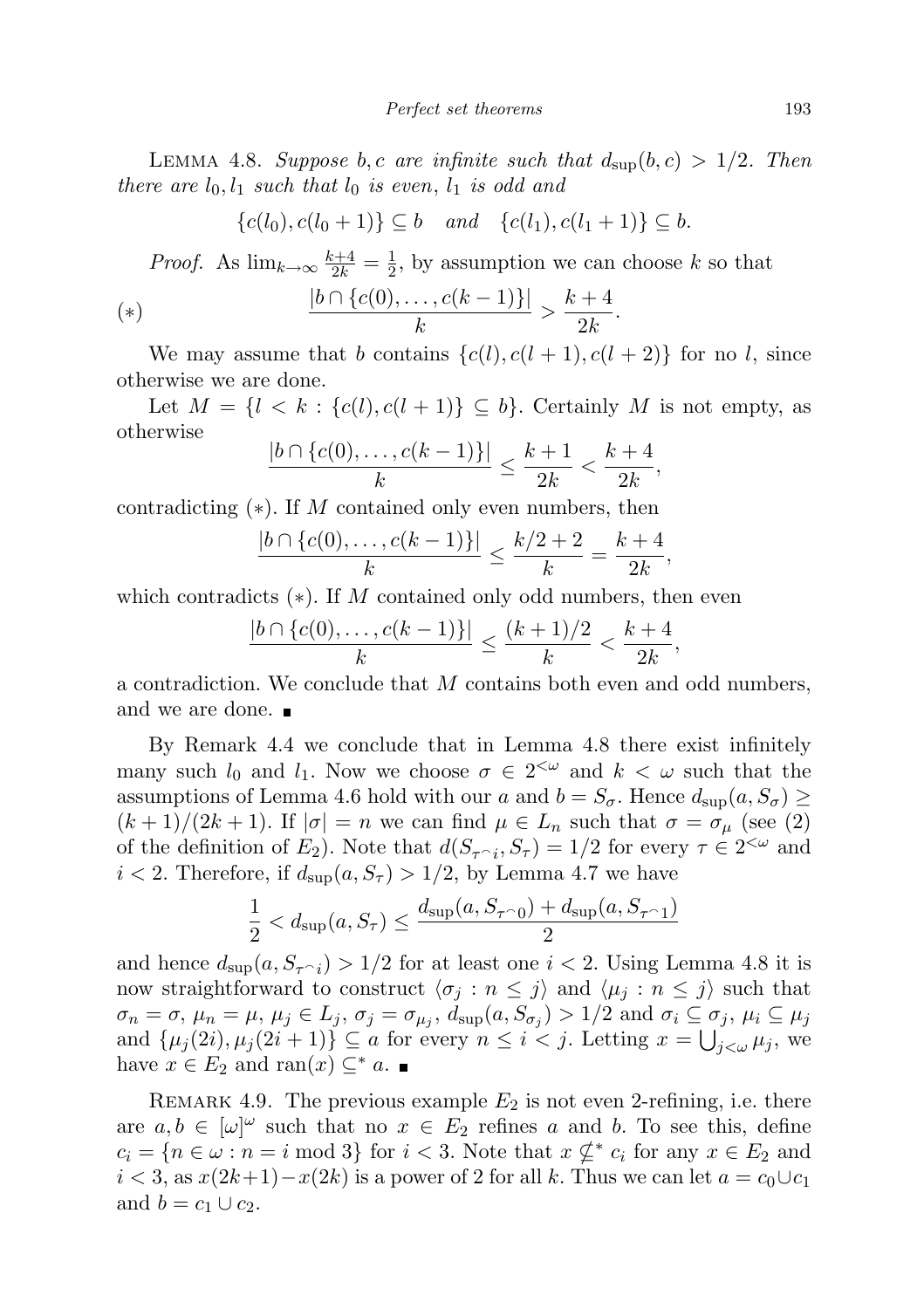Lemma 4.8. *Suppose $b, c$ are infinite such that $d_{\sup}(b,c) > 1/2$. Then there are $l_0, l_1$ such that $l_0$ is even, $l_1$ is odd and*

$$\{c(l_0), c(l_0+1)\} \subseteq b \quad \text{and} \quad \{c(l_1), c(l_1+1)\} \subseteq b.$$

*Proof.* As $\lim_{k\to\infty} \frac{k+4}{2k} = \frac{1}{2}$, by assumption we can choose $k$ so that

$$(*) \qquad \frac{|b \cap \{c(0), \dots, c(k-1)\}|}{k} > \frac{k+4}{2k}.$$

We may assume that $b$ contains $\{c(l), c(l+1), c(l+2)\}$ for no $l$, since otherwise we are done.

Let $M = \{l < k : \{c(l), c(l+1)\} \subseteq b\}$. Certainly $M$ is not empty, as otherwise

$$\frac{|b \cap \{c(0), \dots, c(k-1)\}|}{k} \leq \frac{k+1}{2k} < \frac{k+4}{2k},$$

contradicting $(*)$. If $M$ contained only even numbers, then

$$\frac{|b \cap \{c(0), \dots, c(k-1)\}|}{k} \leq \frac{k/2+2}{k} = \frac{k+4}{2k},$$

which contradicts $(*)$. If $M$ contained only odd numbers, then even

$$\frac{|b \cap \{c(0), \dots, c(k-1)\}|}{k} \leq \frac{(k+1)/2}{k} < \frac{k+4}{2k},$$

a contradiction. We conclude that $M$ contains both even and odd numbers, and we are done. ∎

By Remark 4.4 we conclude that in Lemma 4.8 there exist infinitely many such $l_0$ and $l_1$. Now we choose $\sigma \in 2^{<\omega}$ and $k < \omega$ such that the assumptions of Lemma 4.6 hold with our $a$ and $b = S_\sigma$. Hence $d_{\sup}(a, S_\sigma) \geq (k+1)/(2k+1)$. If $|\sigma| = n$ we can find $\mu \in L_n$ such that $\sigma = \sigma_\mu$ (see (2) of the definition of $E_2$). Note that $d(S_{\tau^\frown i}, S_\tau) = 1/2$ for every $\tau \in 2^{<\omega}$ and $i < 2$. Therefore, if $d_{\sup}(a, S_\tau) > 1/2$, by Lemma 4.7 we have

$$\frac{1}{2} < d_{\sup}(a, S_\tau) \leq \frac{d_{\sup}(a, S_{\tau^\frown 0}) + d_{\sup}(a, S_{\tau^\frown 1})}{2}$$

and hence $d_{\sup}(a, S_{\tau^\frown i}) > 1/2$ for at least one $i < 2$. Using Lemma 4.8 it is now straightforward to construct $\langle \sigma_j : n \leq j \rangle$ and $\langle \mu_j : n \leq j \rangle$ such that $\sigma_n = \sigma$, $\mu_n = \mu$, $\mu_j \in L_j$, $\sigma_j = \sigma_{\mu_j}$, $d_{\sup}(a, S_{\sigma_j}) > 1/2$ and $\sigma_i \subseteq \sigma_j$, $\mu_i \subseteq \mu_j$ and $\{\mu_j(2i), \mu_j(2i+1)\} \subseteq a$ for every $n \leq i < j$. Letting $x = \bigcup_{j<\omega} \mu_j$, we have $x \in E_2$ and $\operatorname{ran}(x) \subseteq^* a$. ∎

Remark 4.9. The previous example $E_2$ is not even 2-refining, i.e. there are $a, b \in [\omega]^\omega$ such that no $x \in E_2$ refines $a$ and $b$. To see this, define $c_i = \{n \in \omega : n = i \bmod 3\}$ for $i < 3$. Note that $x \not\subseteq^* c_i$ for any $x \in E_2$ and $i < 3$, as $x(2k+1) - x(2k)$ is a power of 2 for all $k$. Thus we can let $a = c_0 \cup c_1$ and $b = c_1 \cup c_2$.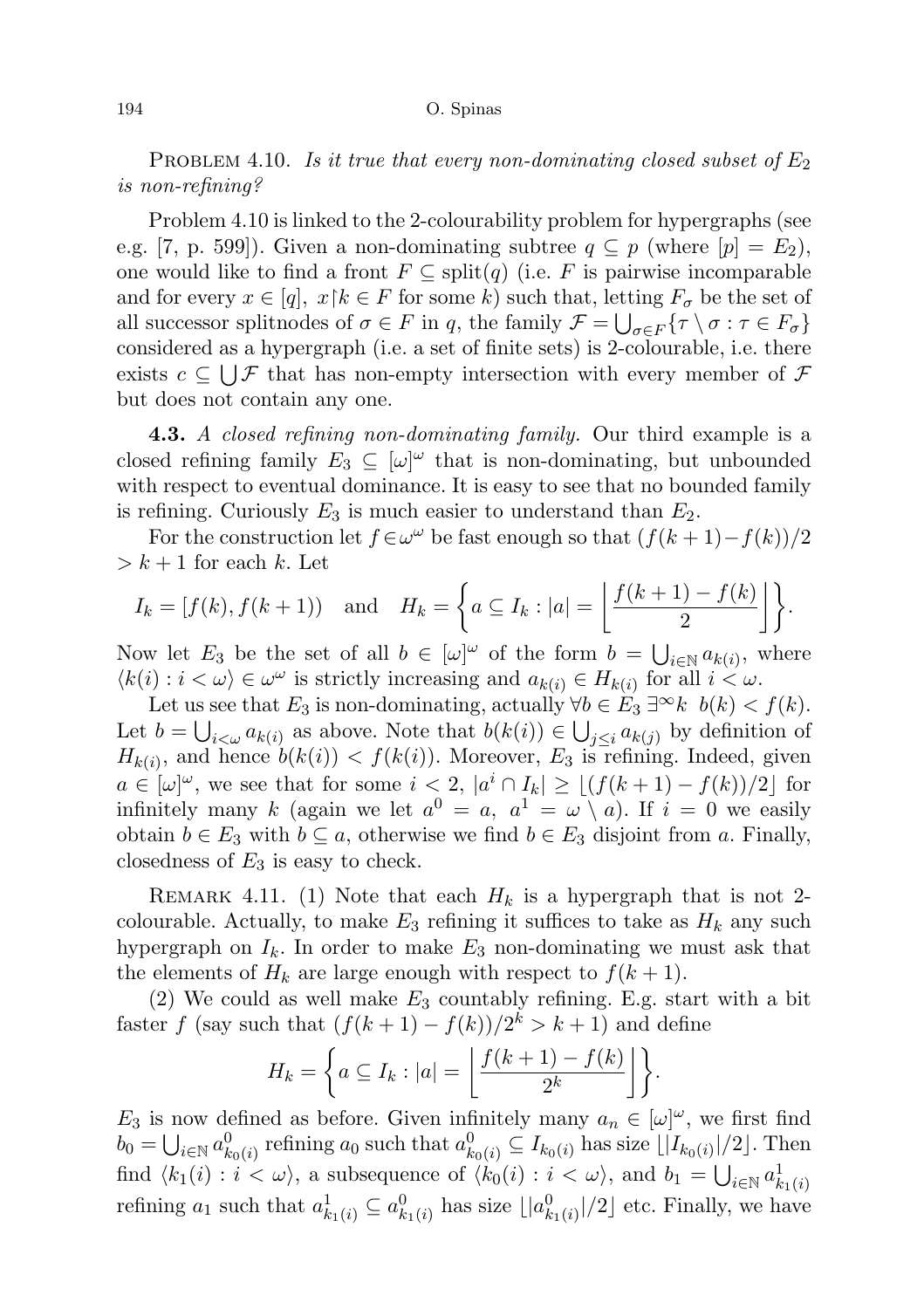Problem 4.10. *Is it true that every non-dominating closed subset of $E_2$ is non-refining?*

Problem 4.10 is linked to the 2-colourability problem for hypergraphs (see e.g. [7, p. 599]). Given a non-dominating subtree $q \subseteq p$ (where $[p] = E_2$), one would like to find a front $F \subseteq \mathrm{split}(q)$ (i.e. $F$ is pairwise incomparable and for every $x \in [q]$, $x{\restriction}k \in F$ for some $k$) such that, letting $F_\sigma$ be the set of all successor splitnodes of $\sigma \in F$ in $q$, the family $\mathcal{F} = \bigcup_{\sigma \in F}\{\tau \setminus \sigma : \tau \in F_\sigma\}$ considered as a hypergraph (i.e. a set of finite sets) is 2-colourable, i.e. there exists $c \subseteq \bigcup \mathcal{F}$ that has non-empty intersection with every member of $\mathcal{F}$ but does not contain any one.

**4.3.** *A closed refining non-dominating family.* Our third example is a closed refining family $E_3 \subseteq [\omega]^\omega$ that is non-dominating, but unbounded with respect to eventual dominance. It is easy to see that no bounded family is refining. Curiously $E_3$ is much easier to understand than $E_2$.

For the construction let $f \in \omega^\omega$ be fast enough so that $(f(k+1) - f(k))/2 > k+1$ for each $k$. Let

$$I_k = [f(k), f(k+1)) \quad \text{and} \quad H_k = \left\{ a \subseteq I_k : |a| = \left\lfloor \frac{f(k+1) - f(k)}{2} \right\rfloor \right\}.$$

Now let $E_3$ be the set of all $b \in [\omega]^\omega$ of the form $b = \bigcup_{i \in \mathbb{N}} a_{k(i)}$, where $\langle k(i) : i < \omega \rangle \in \omega^\omega$ is strictly increasing and $a_{k(i)} \in H_{k(i)}$ for all $i < \omega$.

Let us see that $E_3$ is non-dominating, actually $\forall b \in E_3\ \exists^\infty k\ \ b(k) < f(k)$. Let $b = \bigcup_{i<\omega} a_{k(i)}$ as above. Note that $b(k(i)) \in \bigcup_{j \le i} a_{k(j)}$ by definition of $H_{k(i)}$, and hence $b(k(i)) < f(k(i))$. Moreover, $E_3$ is refining. Indeed, given $a \in [\omega]^\omega$, we see that for some $i < 2$, $|a^i \cap I_k| \ge \lfloor (f(k+1) - f(k))/2 \rfloor$ for infinitely many $k$ (again we let $a^0 = a$, $a^1 = \omega \setminus a$). If $i = 0$ we easily obtain $b \in E_3$ with $b \subseteq a$, otherwise we find $b \in E_3$ disjoint from $a$. Finally, closedness of $E_3$ is easy to check.

Remark 4.11. (1) Note that each $H_k$ is a hypergraph that is not 2-colourable. Actually, to make $E_3$ refining it suffices to take as $H_k$ any such hypergraph on $I_k$. In order to make $E_3$ non-dominating we must ask that the elements of $H_k$ are large enough with respect to $f(k+1)$.

(2) We could as well make $E_3$ countably refining. E.g. start with a bit faster $f$ (say such that $(f(k+1) - f(k))/2^k > k+1$) and define

$$H_k = \left\{ a \subseteq I_k : |a| = \left\lfloor \frac{f(k+1) - f(k)}{2^k} \right\rfloor \right\}.$$

$E_3$ is now defined as before. Given infinitely many $a_n \in [\omega]^\omega$, we first find $b_0 = \bigcup_{i \in \mathbb{N}} a^0_{k_0(i)}$ refining $a_0$ such that $a^0_{k_0(i)} \subseteq I_{k_0(i)}$ has size $\lfloor |I_{k_0(i)}|/2 \rfloor$. Then find $\langle k_1(i) : i < \omega \rangle$, a subsequence of $\langle k_0(i) : i < \omega \rangle$, and $b_1 = \bigcup_{i \in \mathbb{N}} a^1_{k_1(i)}$ refining $a_1$ such that $a^1_{k_1(i)} \subseteq a^0_{k_1(i)}$ has size $\lfloor |a^0_{k_1(i)}|/2 \rfloor$ etc. Finally, we have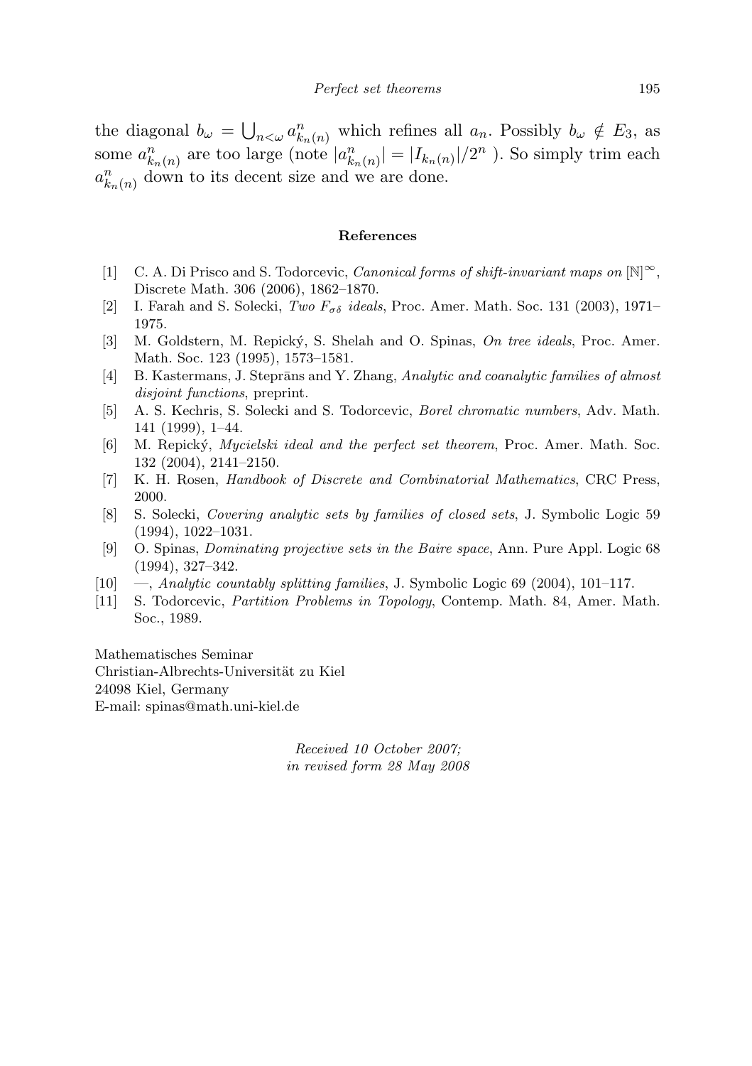the diagonal $b_\omega = \bigcup_{n<\omega} a^n_{k_n(n)}$ which refines all $a_n$. Possibly $b_\omega \notin E_3$, as some $a^n_{k_n(n)}$ are too large (note $|a^n_{k_n(n)}| = |I_{k_n(n)}|/2^n$ ). So simply trim each $a^n_{k_n(n)}$ down to its decent size and we are done.

## References

[1] C. A. Di Prisco and S. Todorcevic, *Canonical forms of shift-invariant maps on* $[\mathbb{N}]^\infty$, Discrete Math. 306 (2006), 1862–1870.

[2] I. Farah and S. Solecki, *Two* $F_{\sigma\delta}$ *ideals*, Proc. Amer. Math. Soc. 131 (2003), 1971–1975.

[3] M. Goldstern, M. Repický, S. Shelah and O. Spinas, *On tree ideals*, Proc. Amer. Math. Soc. 123 (1995), 1573–1581.

[4] B. Kastermans, J. Steprāns and Y. Zhang, *Analytic and coanalytic families of almost disjoint functions*, preprint.

[5] A. S. Kechris, S. Solecki and S. Todorcevic, *Borel chromatic numbers*, Adv. Math. 141 (1999), 1–44.

[6] M. Repický, *Mycielski ideal and the perfect set theorem*, Proc. Amer. Math. Soc. 132 (2004), 2141–2150.

[7] K. H. Rosen, *Handbook of Discrete and Combinatorial Mathematics*, CRC Press, 2000.

[8] S. Solecki, *Covering analytic sets by families of closed sets*, J. Symbolic Logic 59 (1994), 1022–1031.

[9] O. Spinas, *Dominating projective sets in the Baire space*, Ann. Pure Appl. Logic 68 (1994), 327–342.

[10] —, *Analytic countably splitting families*, J. Symbolic Logic 69 (2004), 101–117.

[11] S. Todorcevic, *Partition Problems in Topology*, Contemp. Math. 84, Amer. Math. Soc., 1989.

Mathematisches Seminar
Christian-Albrechts-Universität zu Kiel
24098 Kiel, Germany
E-mail: spinas@math.uni-kiel.de

*Received 10 October 2007;*
*in revised form 28 May 2008*